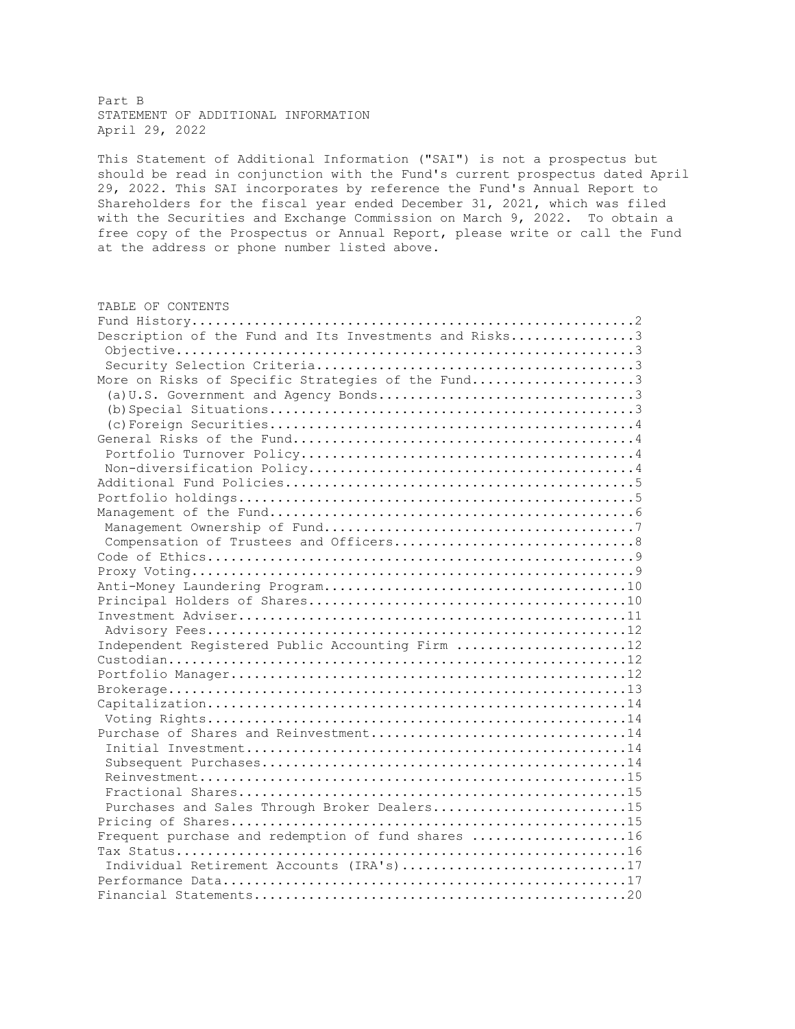Part B
STATEMENT OF ADDITIONAL INFORMATION
April 29, 2022

This Statement of Additional Information ("SAI") is not a prospectus but should be read in conjunction with the Fund's current prospectus dated April 29, 2022. This SAI incorporates by reference the Fund's Annual Report to Shareholders for the fiscal year ended December 31, 2021, which was filed with the Securities and Exchange Commission on March 9, 2022. To obtain a free copy of the Prospectus or Annual Report, please write or call the Fund at the address or phone number listed above.

TABLE OF CONTENTS

| Section | Page |
|---|---|
| Fund History | 2 |
| Description of the Fund and Its Investments and Risks | 3 |
| Objective | 3 |
| Security Selection Criteria | 3 |
| More on Risks of Specific Strategies of the Fund | 3 |
| (a) U.S. Government and Agency Bonds | 3 |
| (b) Special Situations | 3 |
| (c) Foreign Securities | 4 |
| General Risks of the Fund | 4 |
| Portfolio Turnover Policy | 4 |
| Non-diversification Policy | 4 |
| Additional Fund Policies | 5 |
| Portfolio holdings | 5 |
| Management of the Fund | 6 |
| Management Ownership of Fund | 7 |
| Compensation of Trustees and Officers | 8 |
| Code of Ethics | 9 |
| Proxy Voting | 9 |
| Anti-Money Laundering Program | 10 |
| Principal Holders of Shares | 10 |
| Investment Adviser | 11 |
| Advisory Fees | 12 |
| Independent Registered Public Accounting Firm | 12 |
| Custodian | 12 |
| Portfolio Manager | 12 |
| Brokerage | 13 |
| Capitalization | 14 |
| Voting Rights | 14 |
| Purchase of Shares and Reinvestment | 14 |
| Initial Investment | 14 |
| Subsequent Purchases | 14 |
| Reinvestment | 15 |
| Fractional Shares | 15 |
| Purchases and Sales Through Broker Dealers | 15 |
| Pricing of Shares | 15 |
| Frequent purchase and redemption of fund shares | 16 |
| Tax Status | 16 |
| Individual Retirement Accounts (IRA's) | 17 |
| Performance Data | 17 |
| Financial Statements | 20 |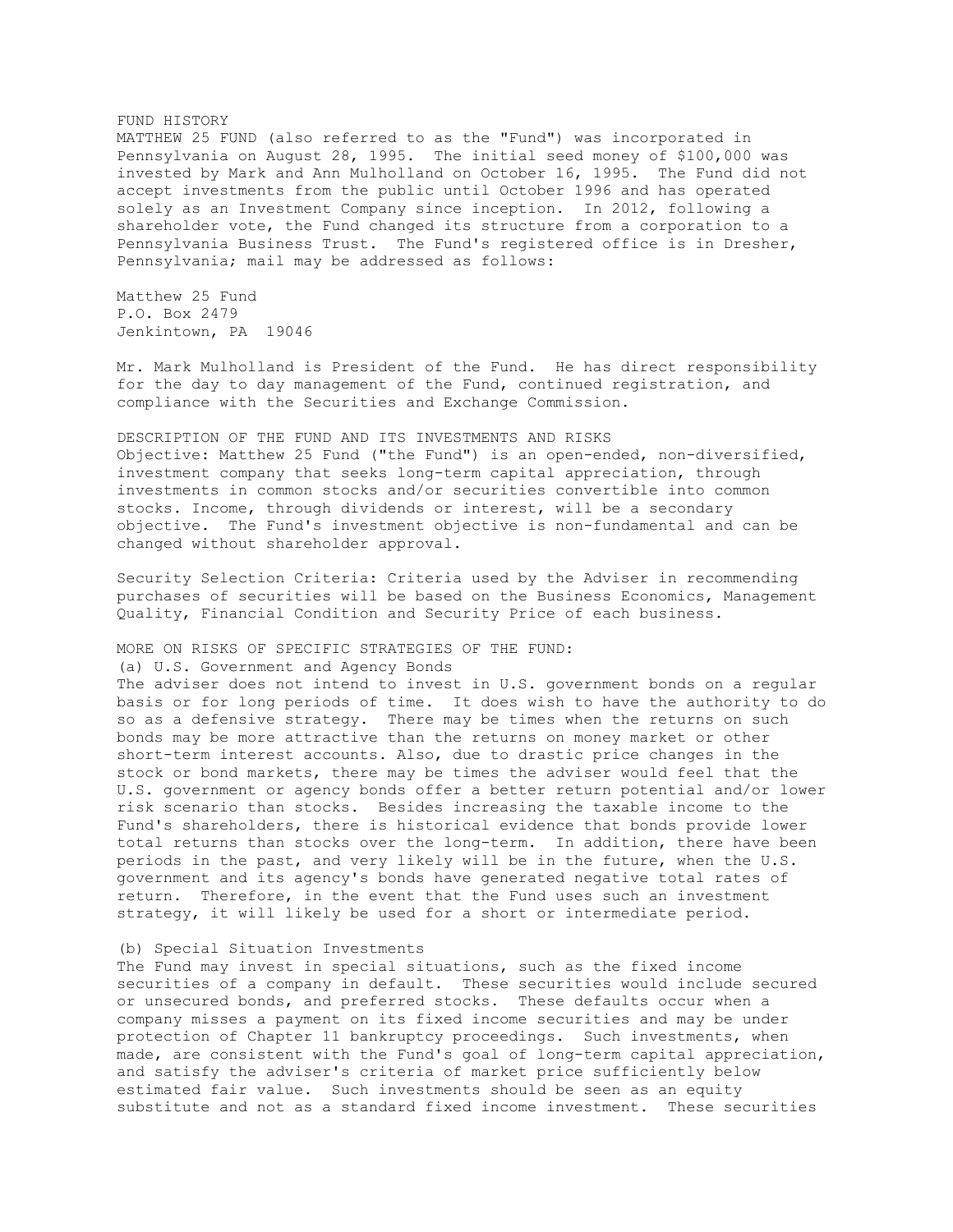## FUND HISTORY

MATTHEW 25 FUND (also referred to as the "Fund") was incorporated in Pennsylvania on August 28, 1995. The initial seed money of $100,000 was invested by Mark and Ann Mulholland on October 16, 1995. The Fund did not accept investments from the public until October 1996 and has operated solely as an Investment Company since inception. In 2012, following a shareholder vote, the Fund changed its structure from a corporation to a Pennsylvania Business Trust. The Fund's registered office is in Dresher, Pennsylvania; mail may be addressed as follows:

Matthew 25 Fund
P.O. Box 2479
Jenkintown, PA 19046

Mr. Mark Mulholland is President of the Fund. He has direct responsibility for the day to day management of the Fund, continued registration, and compliance with the Securities and Exchange Commission.

## DESCRIPTION OF THE FUND AND ITS INVESTMENTS AND RISKS

Objective: Matthew 25 Fund ("the Fund") is an open-ended, non-diversified, investment company that seeks long-term capital appreciation, through investments in common stocks and/or securities convertible into common stocks. Income, through dividends or interest, will be a secondary objective. The Fund's investment objective is non-fundamental and can be changed without shareholder approval.

Security Selection Criteria: Criteria used by the Adviser in recommending purchases of securities will be based on the Business Economics, Management Quality, Financial Condition and Security Price of each business.

## MORE ON RISKS OF SPECIFIC STRATEGIES OF THE FUND:

(a) U.S. Government and Agency Bonds

The adviser does not intend to invest in U.S. government bonds on a regular basis or for long periods of time. It does wish to have the authority to do so as a defensive strategy. There may be times when the returns on such bonds may be more attractive than the returns on money market or other short-term interest accounts. Also, due to drastic price changes in the stock or bond markets, there may be times the adviser would feel that the U.S. government or agency bonds offer a better return potential and/or lower risk scenario than stocks. Besides increasing the taxable income to the Fund's shareholders, there is historical evidence that bonds provide lower total returns than stocks over the long-term. In addition, there have been periods in the past, and very likely will be in the future, when the U.S. government and its agency's bonds have generated negative total rates of return. Therefore, in the event that the Fund uses such an investment strategy, it will likely be used for a short or intermediate period.

(b) Special Situation Investments

The Fund may invest in special situations, such as the fixed income securities of a company in default. These securities would include secured or unsecured bonds, and preferred stocks. These defaults occur when a company misses a payment on its fixed income securities and may be under protection of Chapter 11 bankruptcy proceedings. Such investments, when made, are consistent with the Fund's goal of long-term capital appreciation, and satisfy the adviser's criteria of market price sufficiently below estimated fair value. Such investments should be seen as an equity substitute and not as a standard fixed income investment. These securities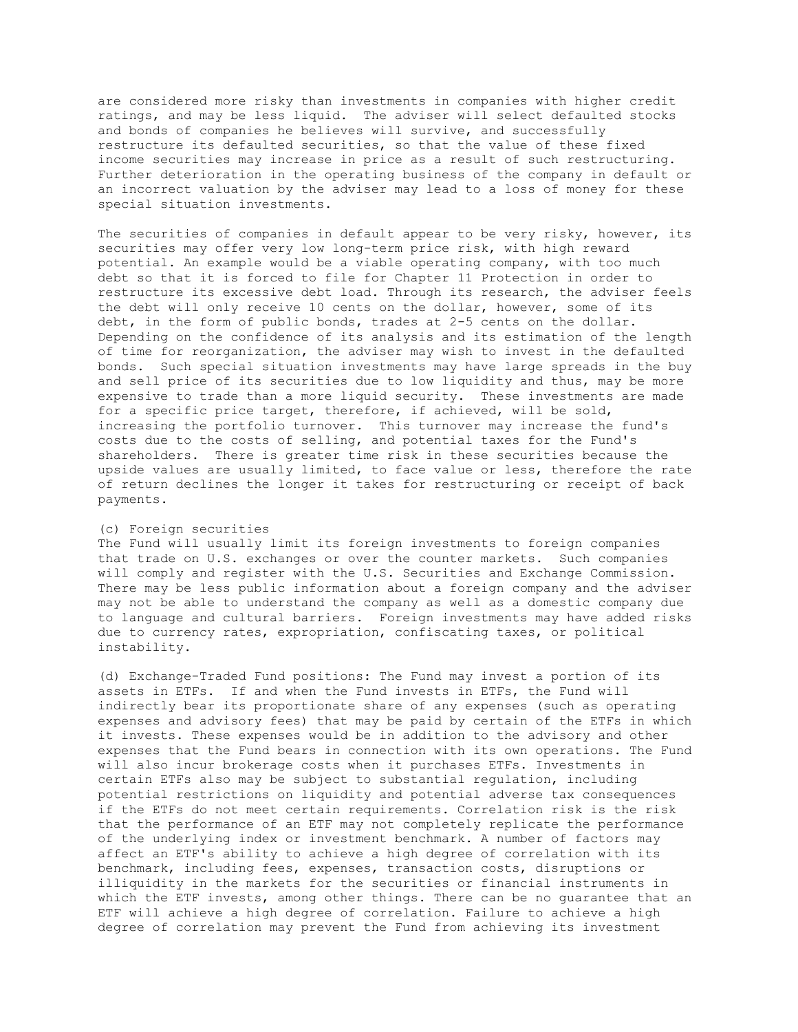are considered more risky than investments in companies with higher credit ratings, and may be less liquid. The adviser will select defaulted stocks and bonds of companies he believes will survive, and successfully restructure its defaulted securities, so that the value of these fixed income securities may increase in price as a result of such restructuring. Further deterioration in the operating business of the company in default or an incorrect valuation by the adviser may lead to a loss of money for these special situation investments.

The securities of companies in default appear to be very risky, however, its securities may offer very low long-term price risk, with high reward potential. An example would be a viable operating company, with too much debt so that it is forced to file for Chapter 11 Protection in order to restructure its excessive debt load. Through its research, the adviser feels the debt will only receive 10 cents on the dollar, however, some of its debt, in the form of public bonds, trades at 2-5 cents on the dollar. Depending on the confidence of its analysis and its estimation of the length of time for reorganization, the adviser may wish to invest in the defaulted bonds. Such special situation investments may have large spreads in the buy and sell price of its securities due to low liquidity and thus, may be more expensive to trade than a more liquid security. These investments are made for a specific price target, therefore, if achieved, will be sold, increasing the portfolio turnover. This turnover may increase the fund's costs due to the costs of selling, and potential taxes for the Fund's shareholders. There is greater time risk in these securities because the upside values are usually limited, to face value or less, therefore the rate of return declines the longer it takes for restructuring or receipt of back payments.

(c) Foreign securities
The Fund will usually limit its foreign investments to foreign companies that trade on U.S. exchanges or over the counter markets. Such companies will comply and register with the U.S. Securities and Exchange Commission. There may be less public information about a foreign company and the adviser may not be able to understand the company as well as a domestic company due to language and cultural barriers. Foreign investments may have added risks due to currency rates, expropriation, confiscating taxes, or political instability.

(d) Exchange-Traded Fund positions: The Fund may invest a portion of its assets in ETFs. If and when the Fund invests in ETFs, the Fund will indirectly bear its proportionate share of any expenses (such as operating expenses and advisory fees) that may be paid by certain of the ETFs in which it invests. These expenses would be in addition to the advisory and other expenses that the Fund bears in connection with its own operations. The Fund will also incur brokerage costs when it purchases ETFs. Investments in certain ETFs also may be subject to substantial regulation, including potential restrictions on liquidity and potential adverse tax consequences if the ETFs do not meet certain requirements. Correlation risk is the risk that the performance of an ETF may not completely replicate the performance of the underlying index or investment benchmark. A number of factors may affect an ETF's ability to achieve a high degree of correlation with its benchmark, including fees, expenses, transaction costs, disruptions or illiquidity in the markets for the securities or financial instruments in which the ETF invests, among other things. There can be no guarantee that an ETF will achieve a high degree of correlation. Failure to achieve a high degree of correlation may prevent the Fund from achieving its investment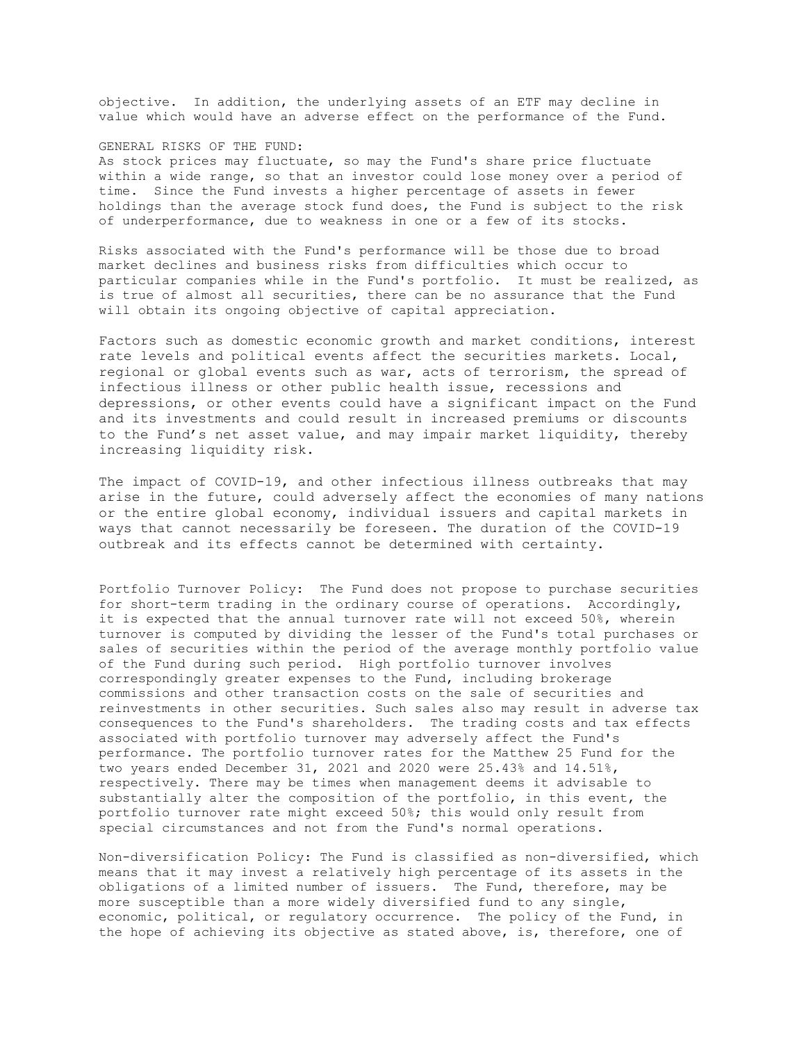objective. In addition, the underlying assets of an ETF may decline in value which would have an adverse effect on the performance of the Fund.

GENERAL RISKS OF THE FUND:

As stock prices may fluctuate, so may the Fund's share price fluctuate within a wide range, so that an investor could lose money over a period of time. Since the Fund invests a higher percentage of assets in fewer holdings than the average stock fund does, the Fund is subject to the risk of underperformance, due to weakness in one or a few of its stocks.

Risks associated with the Fund's performance will be those due to broad market declines and business risks from difficulties which occur to particular companies while in the Fund's portfolio. It must be realized, as is true of almost all securities, there can be no assurance that the Fund will obtain its ongoing objective of capital appreciation.

Factors such as domestic economic growth and market conditions, interest rate levels and political events affect the securities markets. Local, regional or global events such as war, acts of terrorism, the spread of infectious illness or other public health issue, recessions and depressions, or other events could have a significant impact on the Fund and its investments and could result in increased premiums or discounts to the Fund's net asset value, and may impair market liquidity, thereby increasing liquidity risk.

The impact of COVID-19, and other infectious illness outbreaks that may arise in the future, could adversely affect the economies of many nations or the entire global economy, individual issuers and capital markets in ways that cannot necessarily be foreseen. The duration of the COVID-19 outbreak and its effects cannot be determined with certainty.

Portfolio Turnover Policy: The Fund does not propose to purchase securities for short-term trading in the ordinary course of operations. Accordingly, it is expected that the annual turnover rate will not exceed 50%, wherein turnover is computed by dividing the lesser of the Fund's total purchases or sales of securities within the period of the average monthly portfolio value of the Fund during such period. High portfolio turnover involves correspondingly greater expenses to the Fund, including brokerage commissions and other transaction costs on the sale of securities and reinvestments in other securities. Such sales also may result in adverse tax consequences to the Fund's shareholders. The trading costs and tax effects associated with portfolio turnover may adversely affect the Fund's performance. The portfolio turnover rates for the Matthew 25 Fund for the two years ended December 31, 2021 and 2020 were 25.43% and 14.51%, respectively. There may be times when management deems it advisable to substantially alter the composition of the portfolio, in this event, the portfolio turnover rate might exceed 50%; this would only result from special circumstances and not from the Fund's normal operations.

Non-diversification Policy: The Fund is classified as non-diversified, which means that it may invest a relatively high percentage of its assets in the obligations of a limited number of issuers. The Fund, therefore, may be more susceptible than a more widely diversified fund to any single, economic, political, or regulatory occurrence. The policy of the Fund, in the hope of achieving its objective as stated above, is, therefore, one of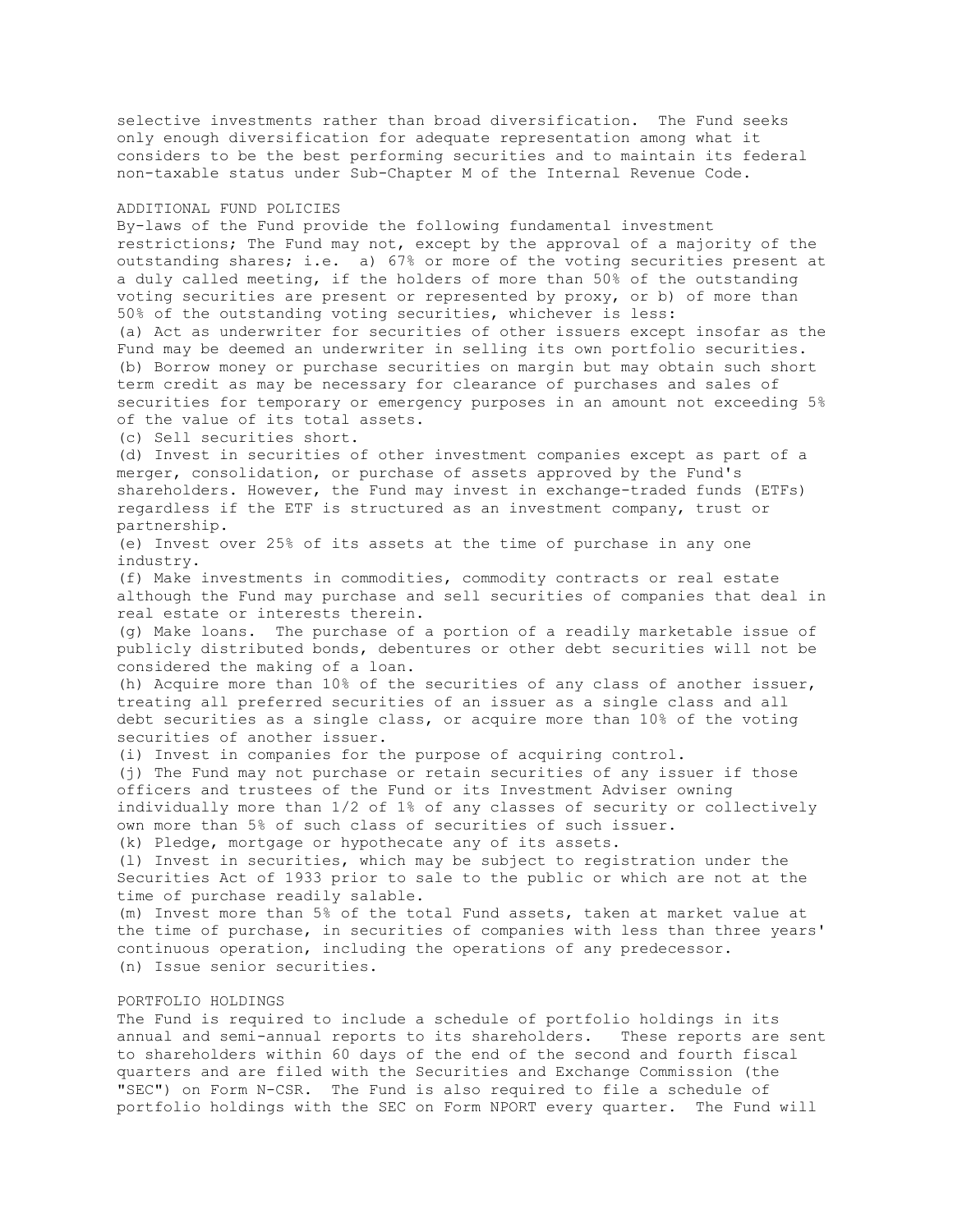selective investments rather than broad diversification. The Fund seeks only enough diversification for adequate representation among what it considers to be the best performing securities and to maintain its federal non-taxable status under Sub-Chapter M of the Internal Revenue Code.

## ADDITIONAL FUND POLICIES

By-laws of the Fund provide the following fundamental investment restrictions; The Fund may not, except by the approval of a majority of the outstanding shares; i.e. a) 67% or more of the voting securities present at a duly called meeting, if the holders of more than 50% of the outstanding voting securities are present or represented by proxy, or b) of more than 50% of the outstanding voting securities, whichever is less:

(a) Act as underwriter for securities of other issuers except insofar as the Fund may be deemed an underwriter in selling its own portfolio securities.
(b) Borrow money or purchase securities on margin but may obtain such short term credit as may be necessary for clearance of purchases and sales of securities for temporary or emergency purposes in an amount not exceeding 5% of the value of its total assets.
(c) Sell securities short.
(d) Invest in securities of other investment companies except as part of a merger, consolidation, or purchase of assets approved by the Fund's shareholders. However, the Fund may invest in exchange-traded funds (ETFs) regardless if the ETF is structured as an investment company, trust or partnership.
(e) Invest over 25% of its assets at the time of purchase in any one industry.
(f) Make investments in commodities, commodity contracts or real estate although the Fund may purchase and sell securities of companies that deal in real estate or interests therein.
(g) Make loans. The purchase of a portion of a readily marketable issue of publicly distributed bonds, debentures or other debt securities will not be considered the making of a loan.
(h) Acquire more than 10% of the securities of any class of another issuer, treating all preferred securities of an issuer as a single class and all debt securities as a single class, or acquire more than 10% of the voting securities of another issuer.
(i) Invest in companies for the purpose of acquiring control.
(j) The Fund may not purchase or retain securities of any issuer if those officers and trustees of the Fund or its Investment Adviser owning individually more than 1/2 of 1% of any classes of security or collectively own more than 5% of such class of securities of such issuer.
(k) Pledge, mortgage or hypothecate any of its assets.
(l) Invest in securities, which may be subject to registration under the Securities Act of 1933 prior to sale to the public or which are not at the time of purchase readily salable.
(m) Invest more than 5% of the total Fund assets, taken at market value at the time of purchase, in securities of companies with less than three years' continuous operation, including the operations of any predecessor.
(n) Issue senior securities.

## PORTFOLIO HOLDINGS

The Fund is required to include a schedule of portfolio holdings in its annual and semi-annual reports to its shareholders. These reports are sent to shareholders within 60 days of the end of the second and fourth fiscal quarters and are filed with the Securities and Exchange Commission (the "SEC") on Form N-CSR. The Fund is also required to file a schedule of portfolio holdings with the SEC on Form NPORT every quarter. The Fund will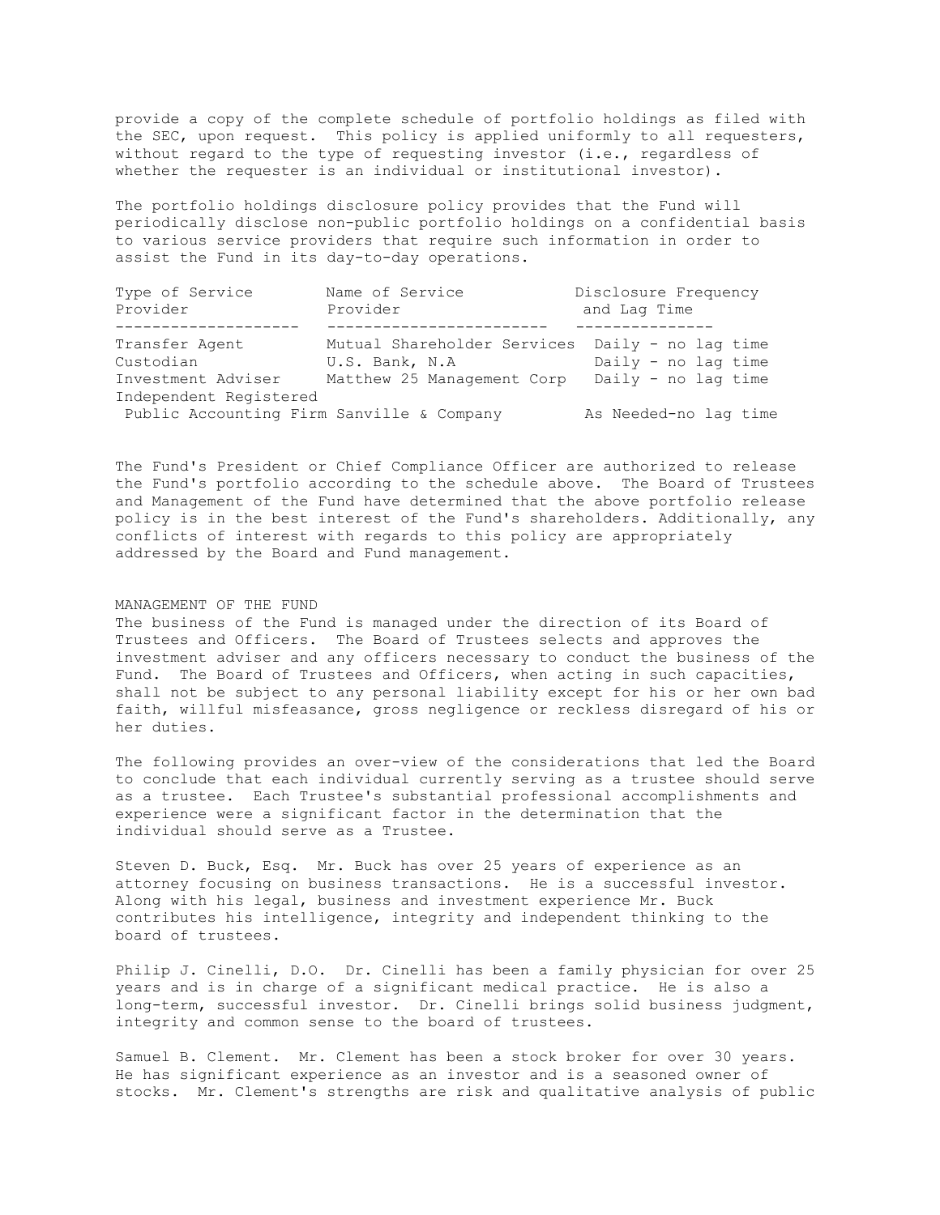provide a copy of the complete schedule of portfolio holdings as filed with the SEC, upon request. This policy is applied uniformly to all requesters, without regard to the type of requesting investor (i.e., regardless of whether the requester is an individual or institutional investor).

The portfolio holdings disclosure policy provides that the Fund will periodically disclose non-public portfolio holdings on a confidential basis to various service providers that require such information in order to assist the Fund in its day-to-day operations.

| Type of Service Provider | Name of Service Provider | Disclosure Frequency and Lag Time |
|---|---|---|
| Transfer Agent | Mutual Shareholder Services | Daily - no lag time |
| Custodian | U.S. Bank, N.A | Daily - no lag time |
| Investment Adviser | Matthew 25 Management Corp | Daily - no lag time |
| Independent Registered Public Accounting Firm | Sanville & Company | As Needed-no lag time |

The Fund's President or Chief Compliance Officer are authorized to release the Fund's portfolio according to the schedule above. The Board of Trustees and Management of the Fund have determined that the above portfolio release policy is in the best interest of the Fund's shareholders. Additionally, any conflicts of interest with regards to this policy are appropriately addressed by the Board and Fund management.

## MANAGEMENT OF THE FUND

The business of the Fund is managed under the direction of its Board of Trustees and Officers. The Board of Trustees selects and approves the investment adviser and any officers necessary to conduct the business of the Fund. The Board of Trustees and Officers, when acting in such capacities, shall not be subject to any personal liability except for his or her own bad faith, willful misfeasance, gross negligence or reckless disregard of his or her duties.

The following provides an over-view of the considerations that led the Board to conclude that each individual currently serving as a trustee should serve as a trustee. Each Trustee's substantial professional accomplishments and experience were a significant factor in the determination that the individual should serve as a Trustee.

Steven D. Buck, Esq. Mr. Buck has over 25 years of experience as an attorney focusing on business transactions. He is a successful investor. Along with his legal, business and investment experience Mr. Buck contributes his intelligence, integrity and independent thinking to the board of trustees.

Philip J. Cinelli, D.O. Dr. Cinelli has been a family physician for over 25 years and is in charge of a significant medical practice. He is also a long-term, successful investor. Dr. Cinelli brings solid business judgment, integrity and common sense to the board of trustees.

Samuel B. Clement. Mr. Clement has been a stock broker for over 30 years. He has significant experience as an investor and is a seasoned owner of stocks. Mr. Clement's strengths are risk and qualitative analysis of public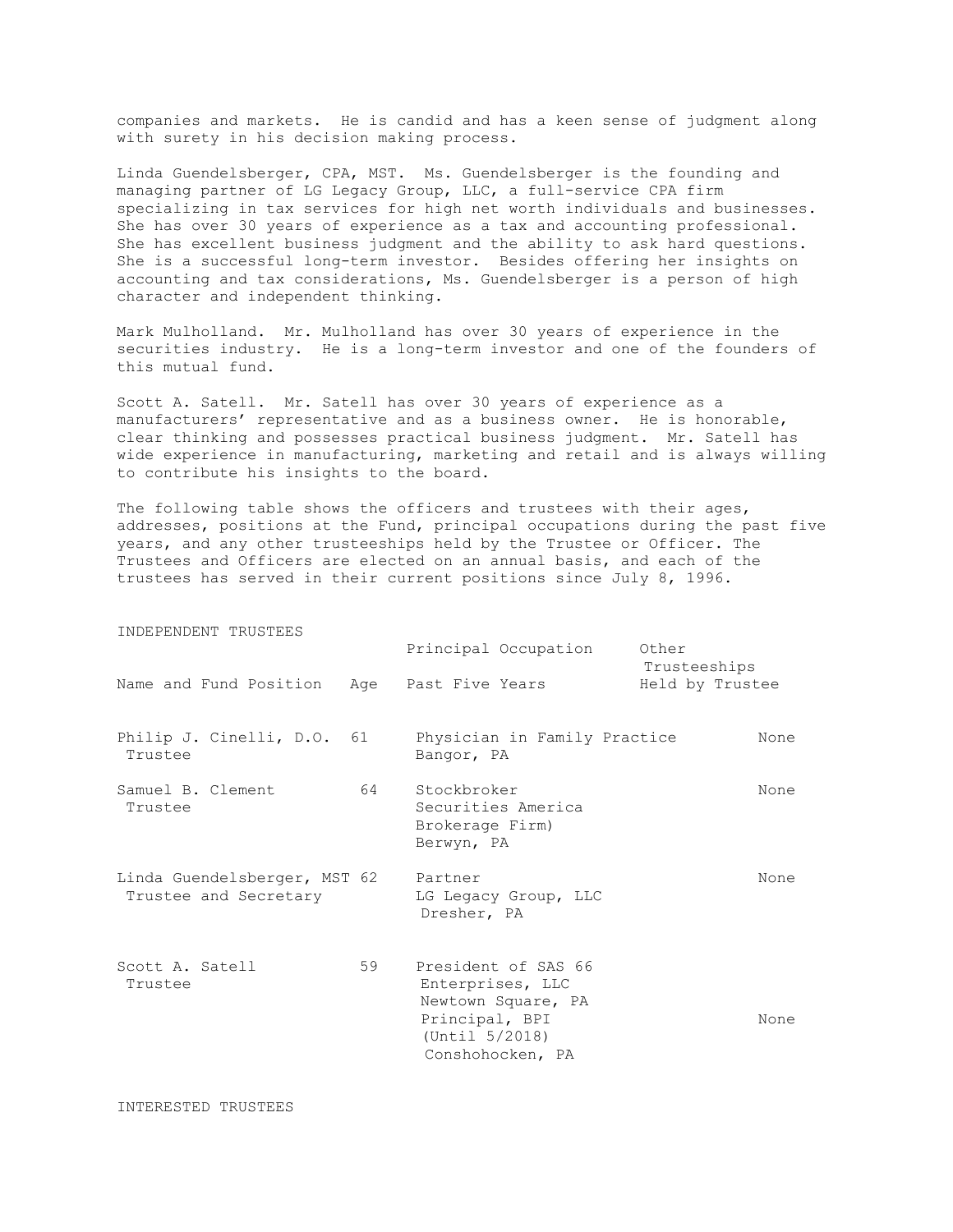companies and markets. He is candid and has a keen sense of judgment along with surety in his decision making process.

Linda Guendelsberger, CPA, MST. Ms. Guendelsberger is the founding and managing partner of LG Legacy Group, LLC, a full-service CPA firm specializing in tax services for high net worth individuals and businesses. She has over 30 years of experience as a tax and accounting professional. She has excellent business judgment and the ability to ask hard questions. She is a successful long-term investor. Besides offering her insights on accounting and tax considerations, Ms. Guendelsberger is a person of high character and independent thinking.

Mark Mulholland. Mr. Mulholland has over 30 years of experience in the securities industry. He is a long-term investor and one of the founders of this mutual fund.

Scott A. Satell. Mr. Satell has over 30 years of experience as a manufacturers' representative and as a business owner. He is honorable, clear thinking and possesses practical business judgment. Mr. Satell has wide experience in manufacturing, marketing and retail and is always willing to contribute his insights to the board.

The following table shows the officers and trustees with their ages, addresses, positions at the Fund, principal occupations during the past five years, and any other trusteeships held by the Trustee or Officer. The Trustees and Officers are elected on an annual basis, and each of the trustees has served in their current positions since July 8, 1996.

INDEPENDENT TRUSTEES

| Name and Fund Position | Age | Principal Occupation Past Five Years | Other Trusteeships Held by Trustee |
|---|---|---|---|
| Philip J. Cinelli, D.O. Trustee | 61 | Physician in Family Practice Bangor, PA | None |
| Samuel B. Clement Trustee | 64 | Stockbroker Securities America Brokerage Firm) Berwyn, PA | None |
| Linda Guendelsberger, MST Trustee and Secretary | 62 | Partner LG Legacy Group, LLC Dresher, PA | None |
| Scott A. Satell Trustee | 59 | President of SAS 66 Enterprises, LLC Newtown Square, PA Principal, BPI (Until 5/2018) Conshohocken, PA | None |

INTERESTED TRUSTEES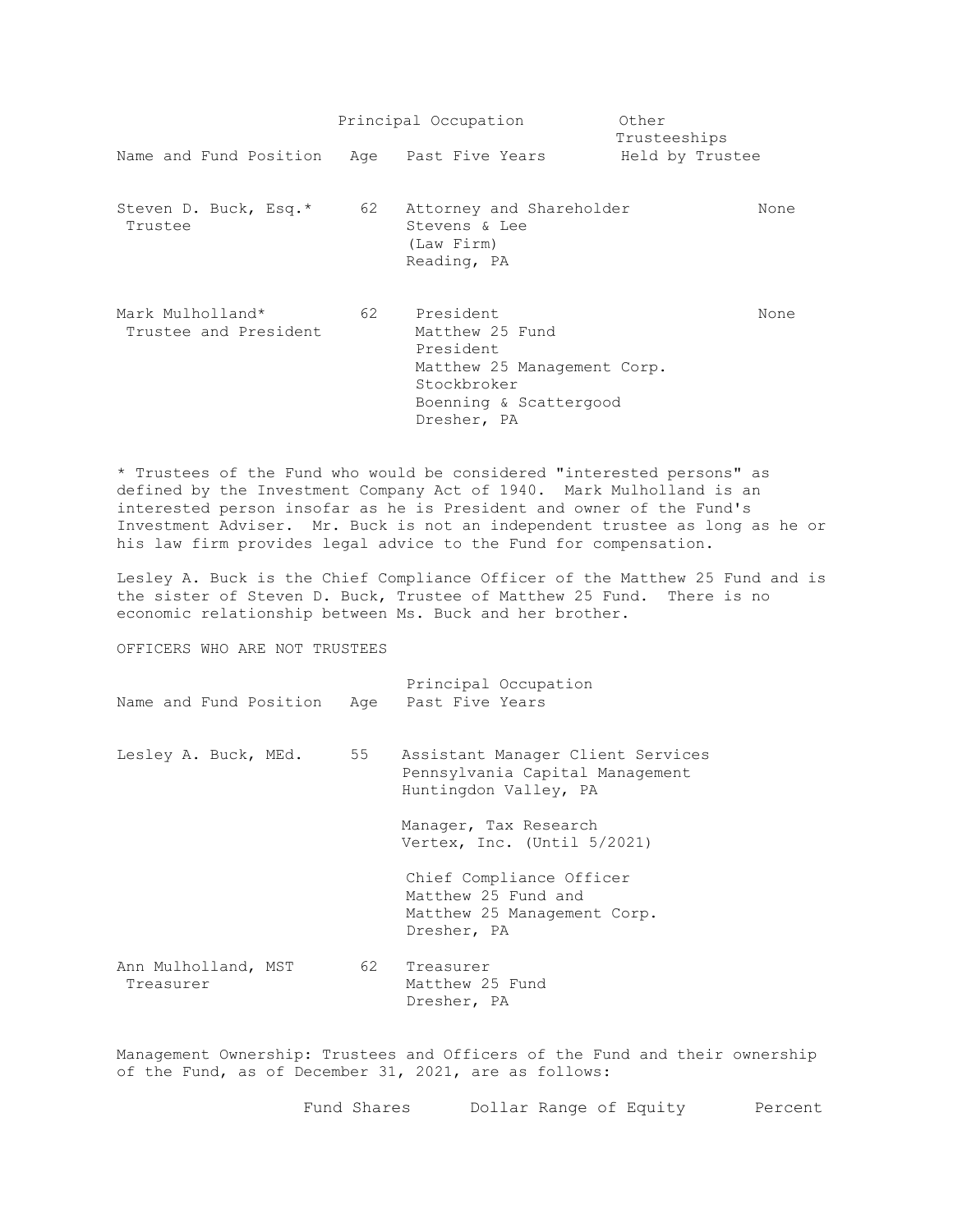| Name and Fund Position | Age | Principal Occupation Past Five Years | Other Trusteeships Held by Trustee |
| --- | --- | --- | --- |
| Steven D. Buck, Esq.* Trustee | 62 | Attorney and Shareholder Stevens & Lee (Law Firm) Reading, PA | None |
| Mark Mulholland* Trustee and President | 62 | President Matthew 25 Fund President Matthew 25 Management Corp. Stockbroker Boenning & Scattergood Dresher, PA | None |

* Trustees of the Fund who would be considered "interested persons" as defined by the Investment Company Act of 1940. Mark Mulholland is an interested person insofar as he is President and owner of the Fund's Investment Adviser. Mr. Buck is not an independent trustee as long as he or his law firm provides legal advice to the Fund for compensation.

Lesley A. Buck is the Chief Compliance Officer of the Matthew 25 Fund and is the sister of Steven D. Buck, Trustee of Matthew 25 Fund. There is no economic relationship between Ms. Buck and her brother.

OFFICERS WHO ARE NOT TRUSTEES

| Name and Fund Position | Age | Principal Occupation Past Five Years |
| --- | --- | --- |
| Lesley A. Buck, MEd. | 55 | Assistant Manager Client Services Pennsylvania Capital Management Huntingdon Valley, PA<br><br>Manager, Tax Research Vertex, Inc. (Until 5/2021)<br><br>Chief Compliance Officer Matthew 25 Fund and Matthew 25 Management Corp. Dresher, PA |
| Ann Mulholland, MST Treasurer | 62 | Treasurer Matthew 25 Fund Dresher, PA |

Management Ownership: Trustees and Officers of the Fund and their ownership of the Fund, as of December 31, 2021, are as follows:

| | Fund Shares | Dollar Range of Equity | Percent |
| --- | --- | --- | --- |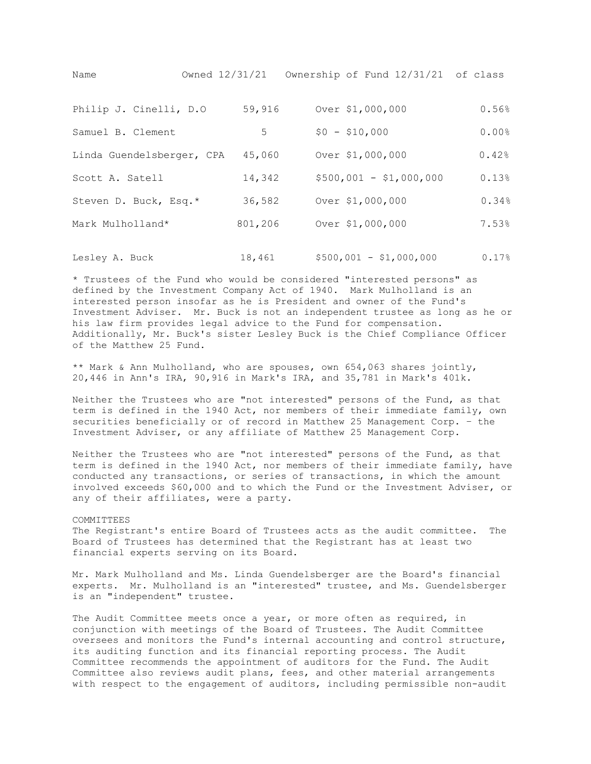| Name | Owned 12/31/21 | Ownership of Fund 12/31/21 | of class |
|---|---|---|---|
| Philip J. Cinelli, D.O | 59,916 | Over $1,000,000 | 0.56% |
| Samuel B. Clement | 5 | $0 - $10,000 | 0.00% |
| Linda Guendelsberger, CPA | 45,060 | Over $1,000,000 | 0.42% |
| Scott A. Satell | 14,342 | $500,001 - $1,000,000 | 0.13% |
| Steven D. Buck, Esq.* | 36,582 | Over $1,000,000 | 0.34% |
| Mark Mulholland* | 801,206 | Over $1,000,000 | 7.53% |
| Lesley A. Buck | 18,461 | $500,001 - $1,000,000 | 0.17% |

* Trustees of the Fund who would be considered "interested persons" as defined by the Investment Company Act of 1940. Mark Mulholland is an interested person insofar as he is President and owner of the Fund's Investment Adviser. Mr. Buck is not an independent trustee as long as he or his law firm provides legal advice to the Fund for compensation. Additionally, Mr. Buck's sister Lesley Buck is the Chief Compliance Officer of the Matthew 25 Fund.

** Mark & Ann Mulholland, who are spouses, own 654,063 shares jointly, 20,446 in Ann's IRA, 90,916 in Mark's IRA, and 35,781 in Mark's 401k.

Neither the Trustees who are "not interested" persons of the Fund, as that term is defined in the 1940 Act, nor members of their immediate family, own securities beneficially or of record in Matthew 25 Management Corp. - the Investment Adviser, or any affiliate of Matthew 25 Management Corp.

Neither the Trustees who are "not interested" persons of the Fund, as that term is defined in the 1940 Act, nor members of their immediate family, have conducted any transactions, or series of transactions, in which the amount involved exceeds $60,000 and to which the Fund or the Investment Adviser, or any of their affiliates, were a party.

COMMITTEES

The Registrant's entire Board of Trustees acts as the audit committee. The Board of Trustees has determined that the Registrant has at least two financial experts serving on its Board.

Mr. Mark Mulholland and Ms. Linda Guendelsberger are the Board's financial experts. Mr. Mulholland is an "interested" trustee, and Ms. Guendelsberger is an "independent" trustee.

The Audit Committee meets once a year, or more often as required, in conjunction with meetings of the Board of Trustees. The Audit Committee oversees and monitors the Fund's internal accounting and control structure, its auditing function and its financial reporting process. The Audit Committee recommends the appointment of auditors for the Fund. The Audit Committee also reviews audit plans, fees, and other material arrangements with respect to the engagement of auditors, including permissible non-audit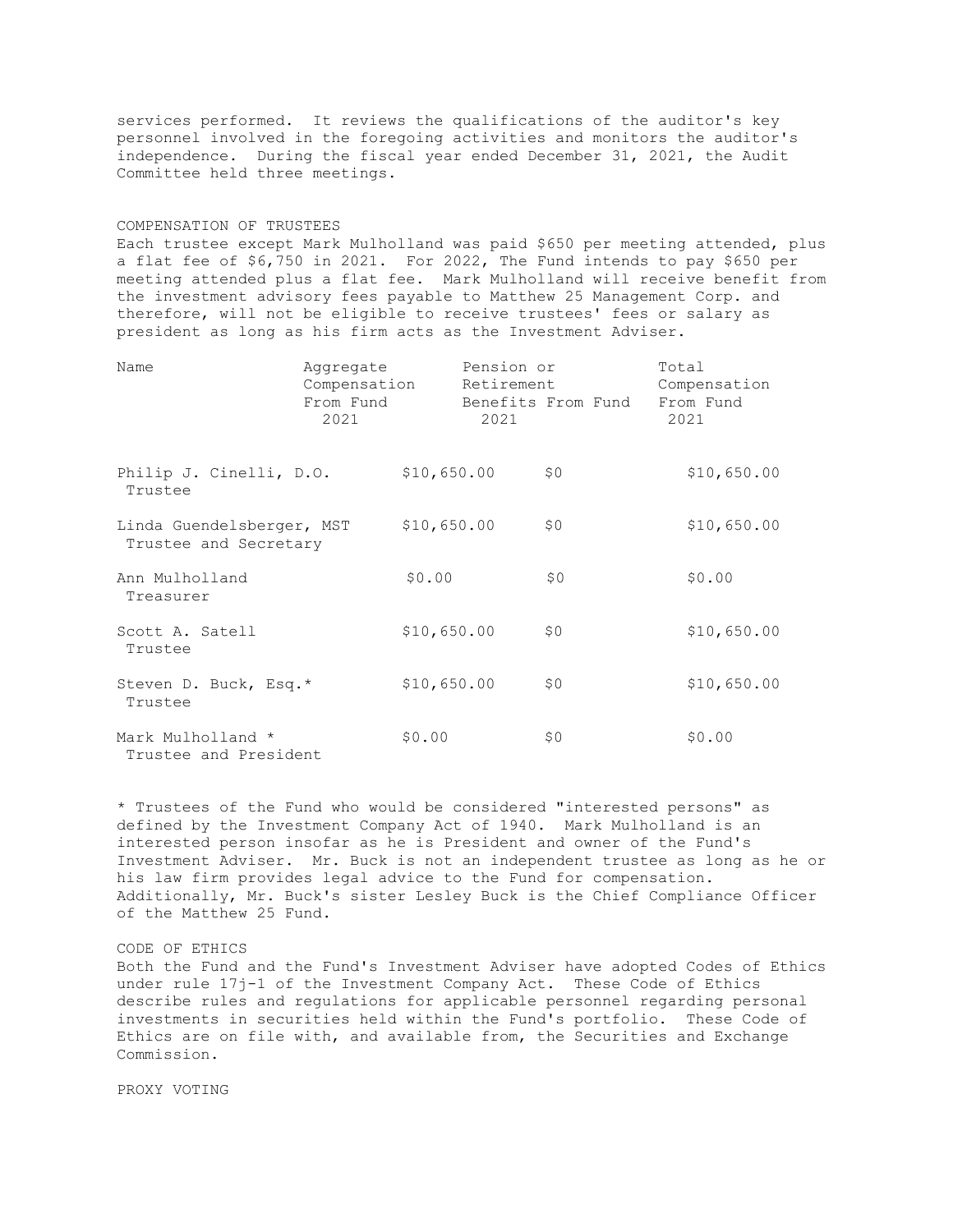services performed. It reviews the qualifications of the auditor's key personnel involved in the foregoing activities and monitors the auditor's independence. During the fiscal year ended December 31, 2021, the Audit Committee held three meetings.

## COMPENSATION OF TRUSTEES

Each trustee except Mark Mulholland was paid $650 per meeting attended, plus a flat fee of $6,750 in 2021. For 2022, The Fund intends to pay $650 per meeting attended plus a flat fee. Mark Mulholland will receive benefit from the investment advisory fees payable to Matthew 25 Management Corp. and therefore, will not be eligible to receive trustees' fees or salary as president as long as his firm acts as the Investment Adviser.

| Name | Aggregate Compensation From Fund 2021 | Pension or Retirement Benefits From Fund 2021 | Total Compensation From Fund 2021 |
|---|---|---|---|
| Philip J. Cinelli, D.O. Trustee | $10,650.00 | $0 | $10,650.00 |
| Linda Guendelsberger, MST Trustee and Secretary | $10,650.00 | $0 | $10,650.00 |
| Ann Mulholland Treasurer | $0.00 | $0 | $0.00 |
| Scott A. Satell Trustee | $10,650.00 | $0 | $10,650.00 |
| Steven D. Buck, Esq.* Trustee | $10,650.00 | $0 | $10,650.00 |
| Mark Mulholland * Trustee and President | $0.00 | $0 | $0.00 |

* Trustees of the Fund who would be considered "interested persons" as defined by the Investment Company Act of 1940. Mark Mulholland is an interested person insofar as he is President and owner of the Fund's Investment Adviser. Mr. Buck is not an independent trustee as long as he or his law firm provides legal advice to the Fund for compensation. Additionally, Mr. Buck's sister Lesley Buck is the Chief Compliance Officer of the Matthew 25 Fund.

## CODE OF ETHICS

Both the Fund and the Fund's Investment Adviser have adopted Codes of Ethics under rule 17j-1 of the Investment Company Act. These Code of Ethics describe rules and regulations for applicable personnel regarding personal investments in securities held within the Fund's portfolio. These Code of Ethics are on file with, and available from, the Securities and Exchange Commission.

## PROXY VOTING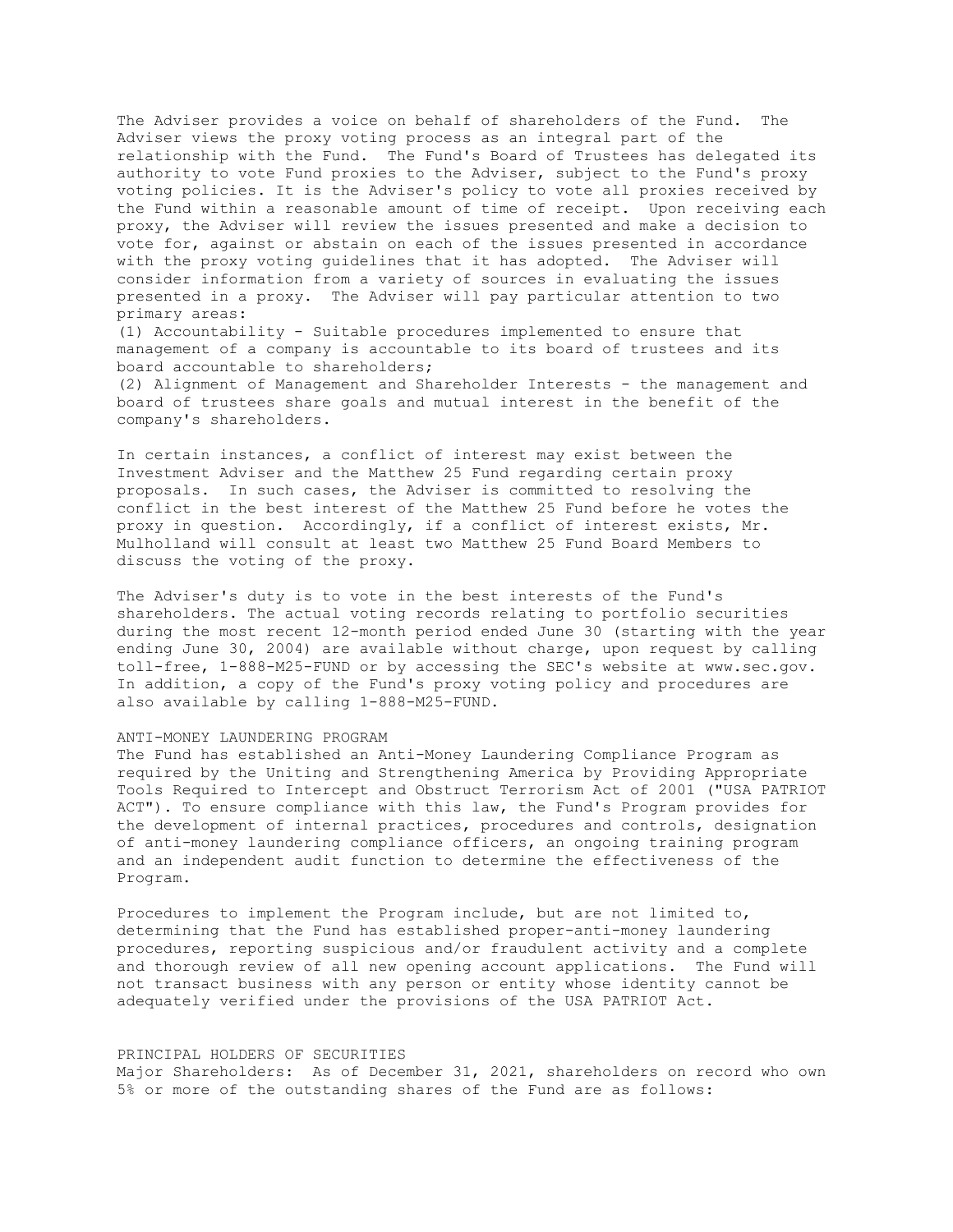The Adviser provides a voice on behalf of shareholders of the Fund. The Adviser views the proxy voting process as an integral part of the relationship with the Fund. The Fund's Board of Trustees has delegated its authority to vote Fund proxies to the Adviser, subject to the Fund's proxy voting policies. It is the Adviser's policy to vote all proxies received by the Fund within a reasonable amount of time of receipt. Upon receiving each proxy, the Adviser will review the issues presented and make a decision to vote for, against or abstain on each of the issues presented in accordance with the proxy voting guidelines that it has adopted. The Adviser will consider information from a variety of sources in evaluating the issues presented in a proxy. The Adviser will pay particular attention to two primary areas:

(1) Accountability - Suitable procedures implemented to ensure that management of a company is accountable to its board of trustees and its board accountable to shareholders;

(2) Alignment of Management and Shareholder Interests - the management and board of trustees share goals and mutual interest in the benefit of the company's shareholders.

In certain instances, a conflict of interest may exist between the Investment Adviser and the Matthew 25 Fund regarding certain proxy proposals. In such cases, the Adviser is committed to resolving the conflict in the best interest of the Matthew 25 Fund before he votes the proxy in question. Accordingly, if a conflict of interest exists, Mr. Mulholland will consult at least two Matthew 25 Fund Board Members to discuss the voting of the proxy.

The Adviser's duty is to vote in the best interests of the Fund's shareholders. The actual voting records relating to portfolio securities during the most recent 12-month period ended June 30 (starting with the year ending June 30, 2004) are available without charge, upon request by calling toll-free, 1-888-M25-FUND or by accessing the SEC's website at www.sec.gov. In addition, a copy of the Fund's proxy voting policy and procedures are also available by calling 1-888-M25-FUND.

## ANTI-MONEY LAUNDERING PROGRAM

The Fund has established an Anti-Money Laundering Compliance Program as required by the Uniting and Strengthening America by Providing Appropriate Tools Required to Intercept and Obstruct Terrorism Act of 2001 ("USA PATRIOT ACT"). To ensure compliance with this law, the Fund's Program provides for the development of internal practices, procedures and controls, designation of anti-money laundering compliance officers, an ongoing training program and an independent audit function to determine the effectiveness of the Program.

Procedures to implement the Program include, but are not limited to, determining that the Fund has established proper-anti-money laundering procedures, reporting suspicious and/or fraudulent activity and a complete and thorough review of all new opening account applications. The Fund will not transact business with any person or entity whose identity cannot be adequately verified under the provisions of the USA PATRIOT Act.

## PRINCIPAL HOLDERS OF SECURITIES

Major Shareholders: As of December 31, 2021, shareholders on record who own 5% or more of the outstanding shares of the Fund are as follows: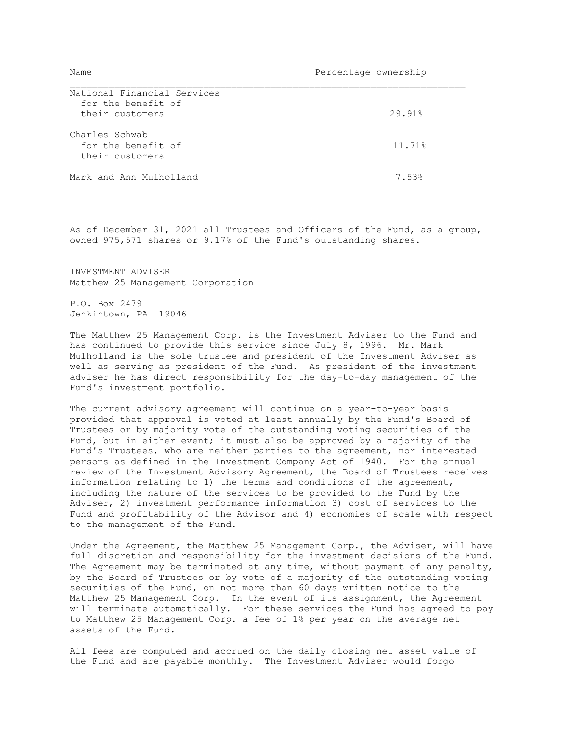| Name | Percentage ownership |
| --- | --- |
| National Financial Services for the benefit of their customers | 29.91% |
| Charles Schwab for the benefit of their customers | 11.71% |
| Mark and Ann Mulholland | 7.53% |

As of December 31, 2021 all Trustees and Officers of the Fund, as a group, owned 975,571 shares or 9.17% of the Fund's outstanding shares.

INVESTMENT ADVISER
Matthew 25 Management Corporation

P.O. Box 2479
Jenkintown, PA 19046

The Matthew 25 Management Corp. is the Investment Adviser to the Fund and has continued to provide this service since July 8, 1996. Mr. Mark Mulholland is the sole trustee and president of the Investment Adviser as well as serving as president of the Fund. As president of the investment adviser he has direct responsibility for the day-to-day management of the Fund's investment portfolio.

The current advisory agreement will continue on a year-to-year basis provided that approval is voted at least annually by the Fund's Board of Trustees or by majority vote of the outstanding voting securities of the Fund, but in either event; it must also be approved by a majority of the Fund's Trustees, who are neither parties to the agreement, nor interested persons as defined in the Investment Company Act of 1940. For the annual review of the Investment Advisory Agreement, the Board of Trustees receives information relating to 1) the terms and conditions of the agreement, including the nature of the services to be provided to the Fund by the Adviser, 2) investment performance information 3) cost of services to the Fund and profitability of the Advisor and 4) economies of scale with respect to the management of the Fund.

Under the Agreement, the Matthew 25 Management Corp., the Adviser, will have full discretion and responsibility for the investment decisions of the Fund. The Agreement may be terminated at any time, without payment of any penalty, by the Board of Trustees or by vote of a majority of the outstanding voting securities of the Fund, on not more than 60 days written notice to the Matthew 25 Management Corp. In the event of its assignment, the Agreement will terminate automatically. For these services the Fund has agreed to pay to Matthew 25 Management Corp. a fee of 1% per year on the average net assets of the Fund.

All fees are computed and accrued on the daily closing net asset value of the Fund and are payable monthly. The Investment Adviser would forgo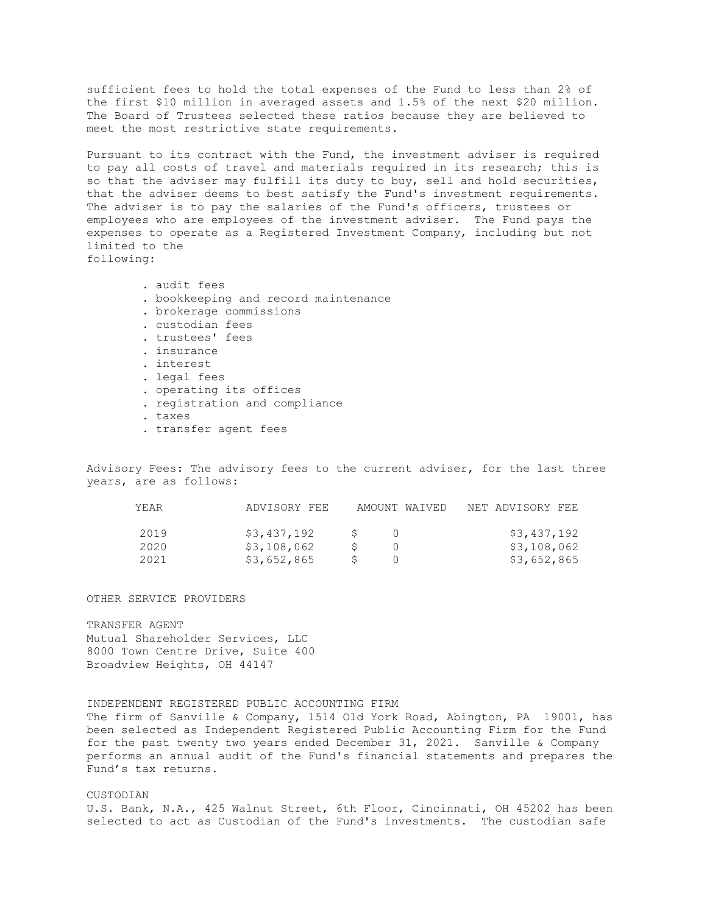sufficient fees to hold the total expenses of the Fund to less than 2% of the first $10 million in averaged assets and 1.5% of the next $20 million. The Board of Trustees selected these ratios because they are believed to meet the most restrictive state requirements.

Pursuant to its contract with the Fund, the investment adviser is required to pay all costs of travel and materials required in its research; this is so that the adviser may fulfill its duty to buy, sell and hold securities, that the adviser deems to best satisfy the Fund's investment requirements. The adviser is to pay the salaries of the Fund's officers, trustees or employees who are employees of the investment adviser. The Fund pays the expenses to operate as a Registered Investment Company, including but not limited to the following:

- audit fees
- bookkeeping and record maintenance
- brokerage commissions
- custodian fees
- trustees' fees
- insurance
- interest
- legal fees
- operating its offices
- registration and compliance
- taxes
- transfer agent fees

Advisory Fees: The advisory fees to the current adviser, for the last three years, are as follows:

| YEAR | ADVISORY FEE | AMOUNT WAIVED | NET ADVISORY FEE |
|---|---|---|---|
| 2019 | $3,437,192 | $ 0 | $3,437,192 |
| 2020 | $3,108,062 | $ 0 | $3,108,062 |
| 2021 | $3,652,865 | $ 0 | $3,652,865 |

OTHER SERVICE PROVIDERS

TRANSFER AGENT
Mutual Shareholder Services, LLC
8000 Town Centre Drive, Suite 400
Broadview Heights, OH 44147

INDEPENDENT REGISTERED PUBLIC ACCOUNTING FIRM
The firm of Sanville & Company, 1514 Old York Road, Abington, PA 19001, has been selected as Independent Registered Public Accounting Firm for the Fund for the past twenty two years ended December 31, 2021. Sanville & Company performs an annual audit of the Fund's financial statements and prepares the Fund's tax returns.

CUSTODIAN
U.S. Bank, N.A., 425 Walnut Street, 6th Floor, Cincinnati, OH 45202 has been selected to act as Custodian of the Fund's investments. The custodian safe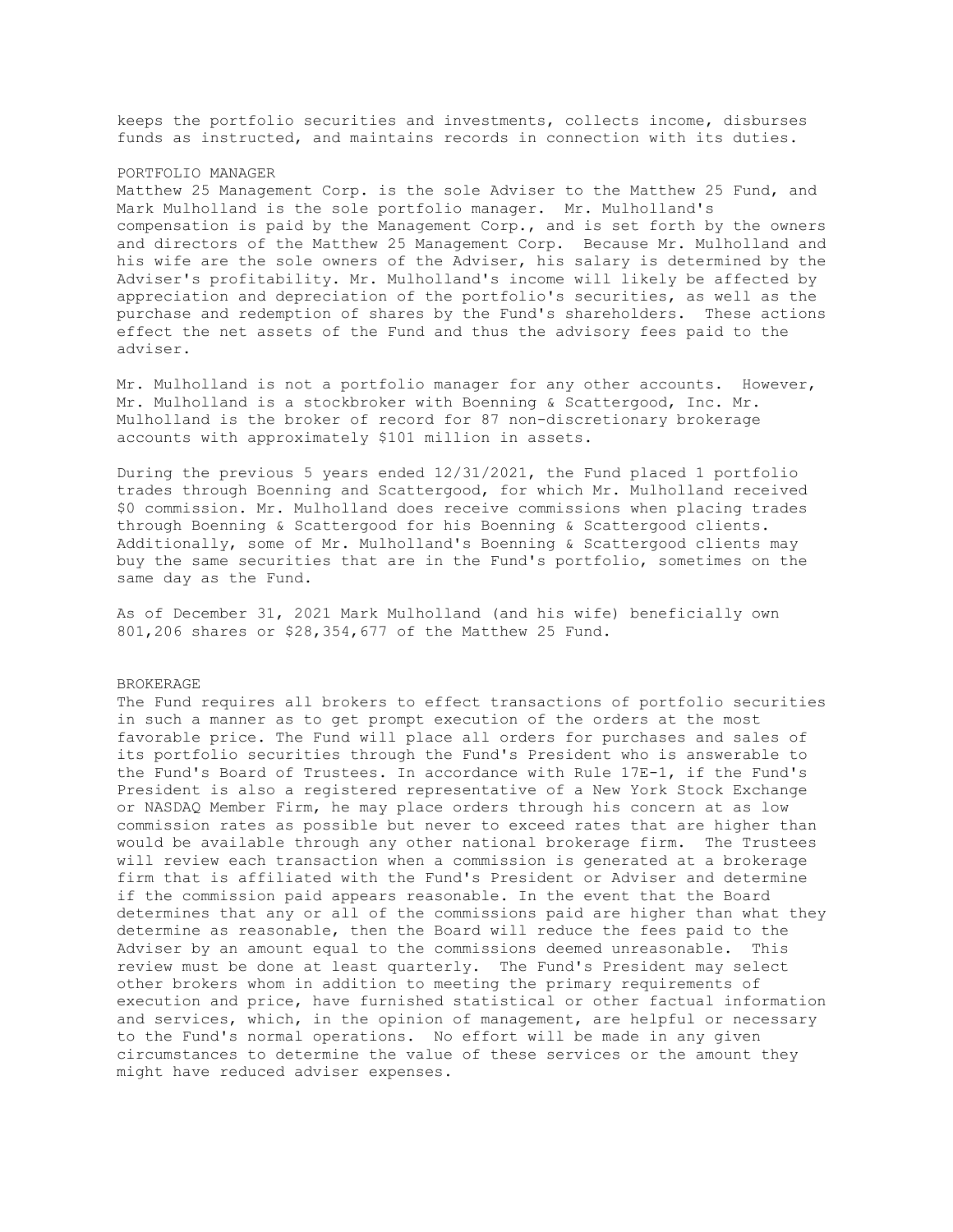keeps the portfolio securities and investments, collects income, disburses funds as instructed, and maintains records in connection with its duties.

## PORTFOLIO MANAGER

Matthew 25 Management Corp. is the sole Adviser to the Matthew 25 Fund, and Mark Mulholland is the sole portfolio manager. Mr. Mulholland's compensation is paid by the Management Corp., and is set forth by the owners and directors of the Matthew 25 Management Corp. Because Mr. Mulholland and his wife are the sole owners of the Adviser, his salary is determined by the Adviser's profitability. Mr. Mulholland's income will likely be affected by appreciation and depreciation of the portfolio's securities, as well as the purchase and redemption of shares by the Fund's shareholders. These actions effect the net assets of the Fund and thus the advisory fees paid to the adviser.

Mr. Mulholland is not a portfolio manager for any other accounts. However, Mr. Mulholland is a stockbroker with Boenning & Scattergood, Inc. Mr. Mulholland is the broker of record for 87 non-discretionary brokerage accounts with approximately $101 million in assets.

During the previous 5 years ended 12/31/2021, the Fund placed 1 portfolio trades through Boenning and Scattergood, for which Mr. Mulholland received $0 commission. Mr. Mulholland does receive commissions when placing trades through Boenning & Scattergood for his Boenning & Scattergood clients. Additionally, some of Mr. Mulholland's Boenning & Scattergood clients may buy the same securities that are in the Fund's portfolio, sometimes on the same day as the Fund.

As of December 31, 2021 Mark Mulholland (and his wife) beneficially own 801,206 shares or $28,354,677 of the Matthew 25 Fund.

## BROKERAGE

The Fund requires all brokers to effect transactions of portfolio securities in such a manner as to get prompt execution of the orders at the most favorable price. The Fund will place all orders for purchases and sales of its portfolio securities through the Fund's President who is answerable to the Fund's Board of Trustees. In accordance with Rule 17E-1, if the Fund's President is also a registered representative of a New York Stock Exchange or NASDAQ Member Firm, he may place orders through his concern at as low commission rates as possible but never to exceed rates that are higher than would be available through any other national brokerage firm. The Trustees will review each transaction when a commission is generated at a brokerage firm that is affiliated with the Fund's President or Adviser and determine if the commission paid appears reasonable. In the event that the Board determines that any or all of the commissions paid are higher than what they determine as reasonable, then the Board will reduce the fees paid to the Adviser by an amount equal to the commissions deemed unreasonable. This review must be done at least quarterly. The Fund's President may select other brokers whom in addition to meeting the primary requirements of execution and price, have furnished statistical or other factual information and services, which, in the opinion of management, are helpful or necessary to the Fund's normal operations. No effort will be made in any given circumstances to determine the value of these services or the amount they might have reduced adviser expenses.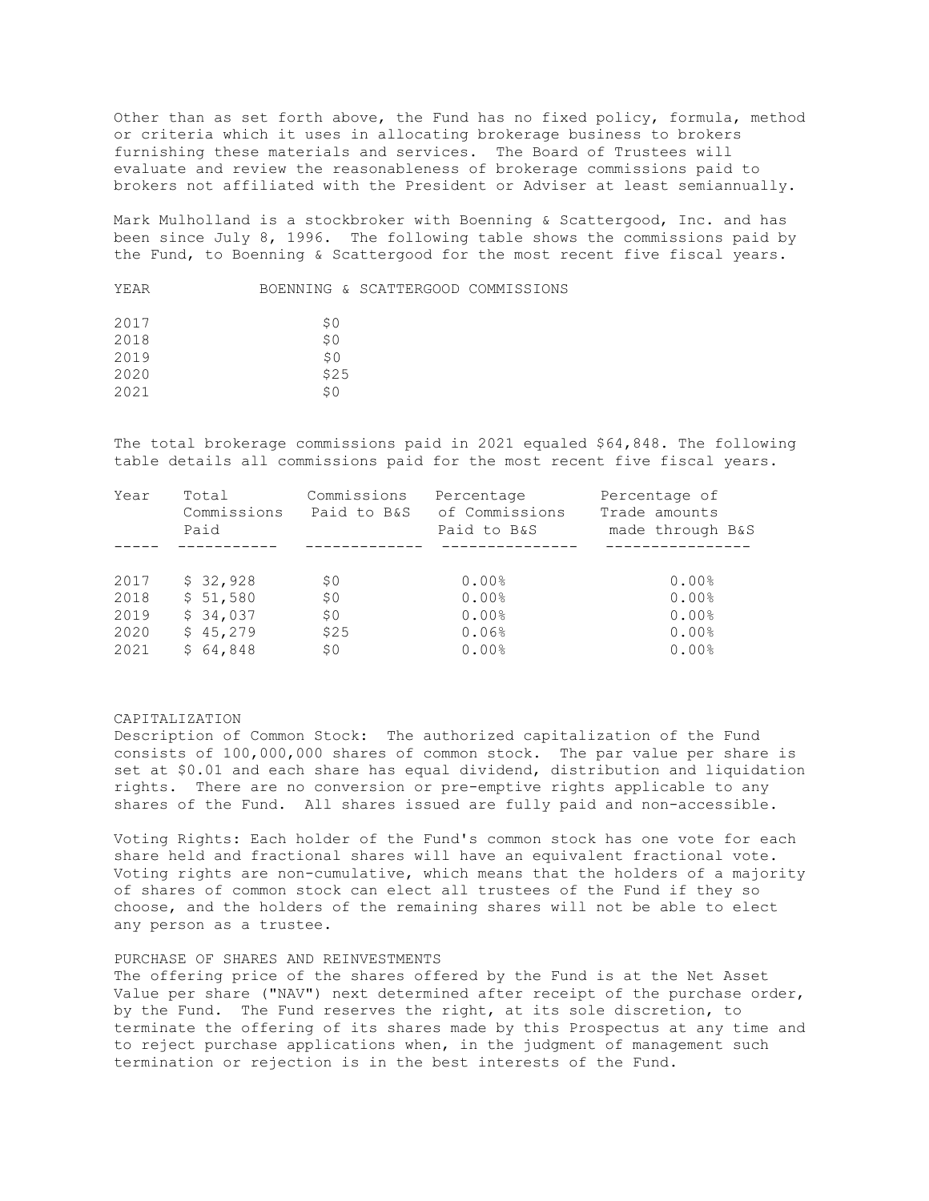Other than as set forth above, the Fund has no fixed policy, formula, method or criteria which it uses in allocating brokerage business to brokers furnishing these materials and services. The Board of Trustees will evaluate and review the reasonableness of brokerage commissions paid to brokers not affiliated with the President or Adviser at least semiannually.

Mark Mulholland is a stockbroker with Boenning & Scattergood, Inc. and has been since July 8, 1996. The following table shows the commissions paid by the Fund, to Boenning & Scattergood for the most recent five fiscal years.

| YEAR | BOENNING & SCATTERGOOD COMMISSIONS |
|---|---|
| 2017 | $0 |
| 2018 | $0 |
| 2019 | $0 |
| 2020 | $25 |
| 2021 | $0 |

The total brokerage commissions paid in 2021 equaled $64,848. The following table details all commissions paid for the most recent five fiscal years.

| Year | Total Commissions Paid | Commissions Paid to B&S | Percentage of Commissions Paid to B&S | Percentage of Trade amounts made through B&S |
|---|---|---|---|---|
| 2017 | $ 32,928 | $0 | 0.00% | 0.00% |
| 2018 | $ 51,580 | $0 | 0.00% | 0.00% |
| 2019 | $ 34,037 | $0 | 0.00% | 0.00% |
| 2020 | $ 45,279 | $25 | 0.06% | 0.00% |
| 2021 | $ 64,848 | $0 | 0.00% | 0.00% |

CAPITALIZATION

Description of Common Stock: The authorized capitalization of the Fund consists of 100,000,000 shares of common stock. The par value per share is set at $0.01 and each share has equal dividend, distribution and liquidation rights. There are no conversion or pre-emptive rights applicable to any shares of the Fund. All shares issued are fully paid and non-accessible.

Voting Rights: Each holder of the Fund's common stock has one vote for each share held and fractional shares will have an equivalent fractional vote. Voting rights are non-cumulative, which means that the holders of a majority of shares of common stock can elect all trustees of the Fund if they so choose, and the holders of the remaining shares will not be able to elect any person as a trustee.

PURCHASE OF SHARES AND REINVESTMENTS

The offering price of the shares offered by the Fund is at the Net Asset Value per share ("NAV") next determined after receipt of the purchase order, by the Fund. The Fund reserves the right, at its sole discretion, to terminate the offering of its shares made by this Prospectus at any time and to reject purchase applications when, in the judgment of management such termination or rejection is in the best interests of the Fund.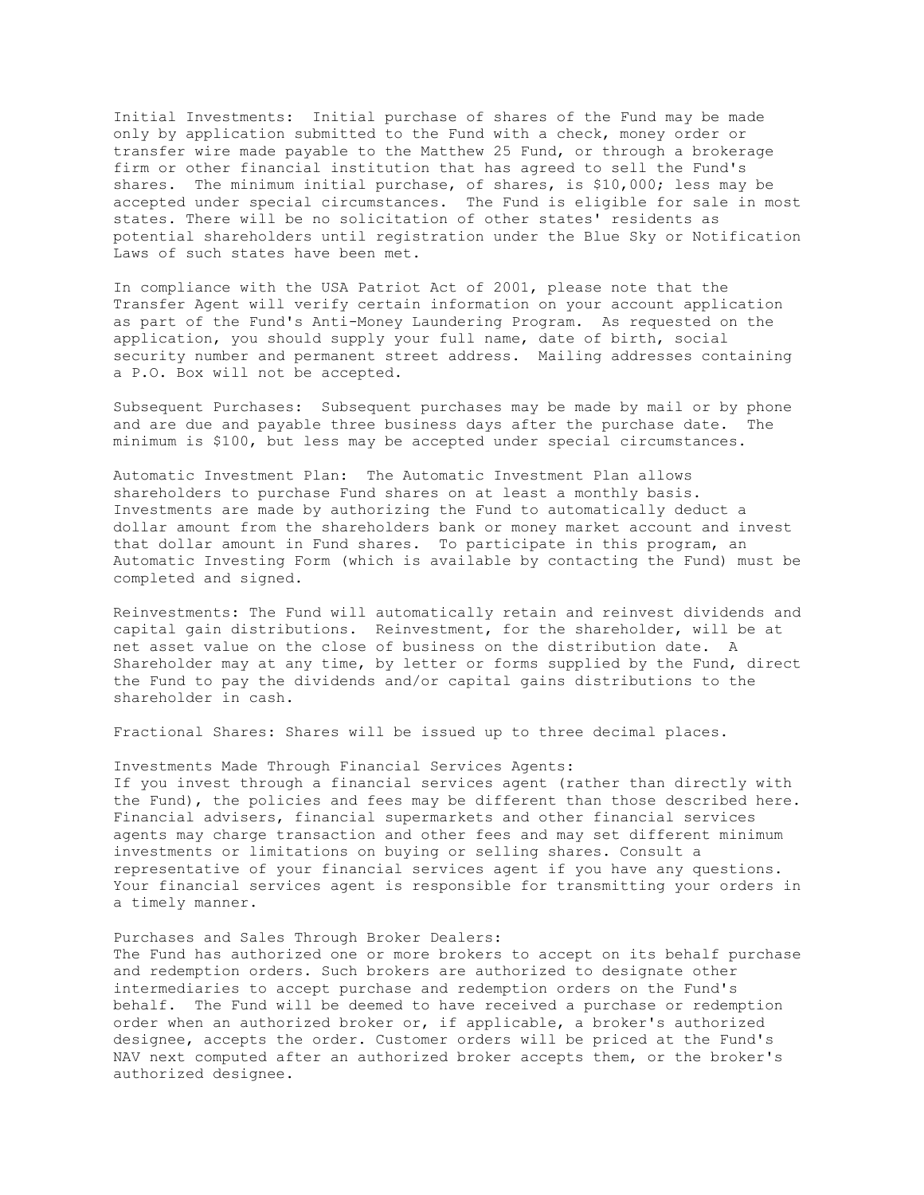Initial Investments: Initial purchase of shares of the Fund may be made only by application submitted to the Fund with a check, money order or transfer wire made payable to the Matthew 25 Fund, or through a brokerage firm or other financial institution that has agreed to sell the Fund's shares. The minimum initial purchase, of shares, is $10,000; less may be accepted under special circumstances. The Fund is eligible for sale in most states. There will be no solicitation of other states' residents as potential shareholders until registration under the Blue Sky or Notification Laws of such states have been met.

In compliance with the USA Patriot Act of 2001, please note that the Transfer Agent will verify certain information on your account application as part of the Fund's Anti-Money Laundering Program. As requested on the application, you should supply your full name, date of birth, social security number and permanent street address. Mailing addresses containing a P.O. Box will not be accepted.

Subsequent Purchases: Subsequent purchases may be made by mail or by phone and are due and payable three business days after the purchase date. The minimum is $100, but less may be accepted under special circumstances.

Automatic Investment Plan: The Automatic Investment Plan allows shareholders to purchase Fund shares on at least a monthly basis. Investments are made by authorizing the Fund to automatically deduct a dollar amount from the shareholders bank or money market account and invest that dollar amount in Fund shares. To participate in this program, an Automatic Investing Form (which is available by contacting the Fund) must be completed and signed.

Reinvestments: The Fund will automatically retain and reinvest dividends and capital gain distributions. Reinvestment, for the shareholder, will be at net asset value on the close of business on the distribution date. A Shareholder may at any time, by letter or forms supplied by the Fund, direct the Fund to pay the dividends and/or capital gains distributions to the shareholder in cash.

Fractional Shares: Shares will be issued up to three decimal places.

Investments Made Through Financial Services Agents:
If you invest through a financial services agent (rather than directly with the Fund), the policies and fees may be different than those described here. Financial advisers, financial supermarkets and other financial services agents may charge transaction and other fees and may set different minimum investments or limitations on buying or selling shares. Consult a representative of your financial services agent if you have any questions. Your financial services agent is responsible for transmitting your orders in a timely manner.

Purchases and Sales Through Broker Dealers:
The Fund has authorized one or more brokers to accept on its behalf purchase and redemption orders. Such brokers are authorized to designate other intermediaries to accept purchase and redemption orders on the Fund's behalf. The Fund will be deemed to have received a purchase or redemption order when an authorized broker or, if applicable, a broker's authorized designee, accepts the order. Customer orders will be priced at the Fund's NAV next computed after an authorized broker accepts them, or the broker's authorized designee.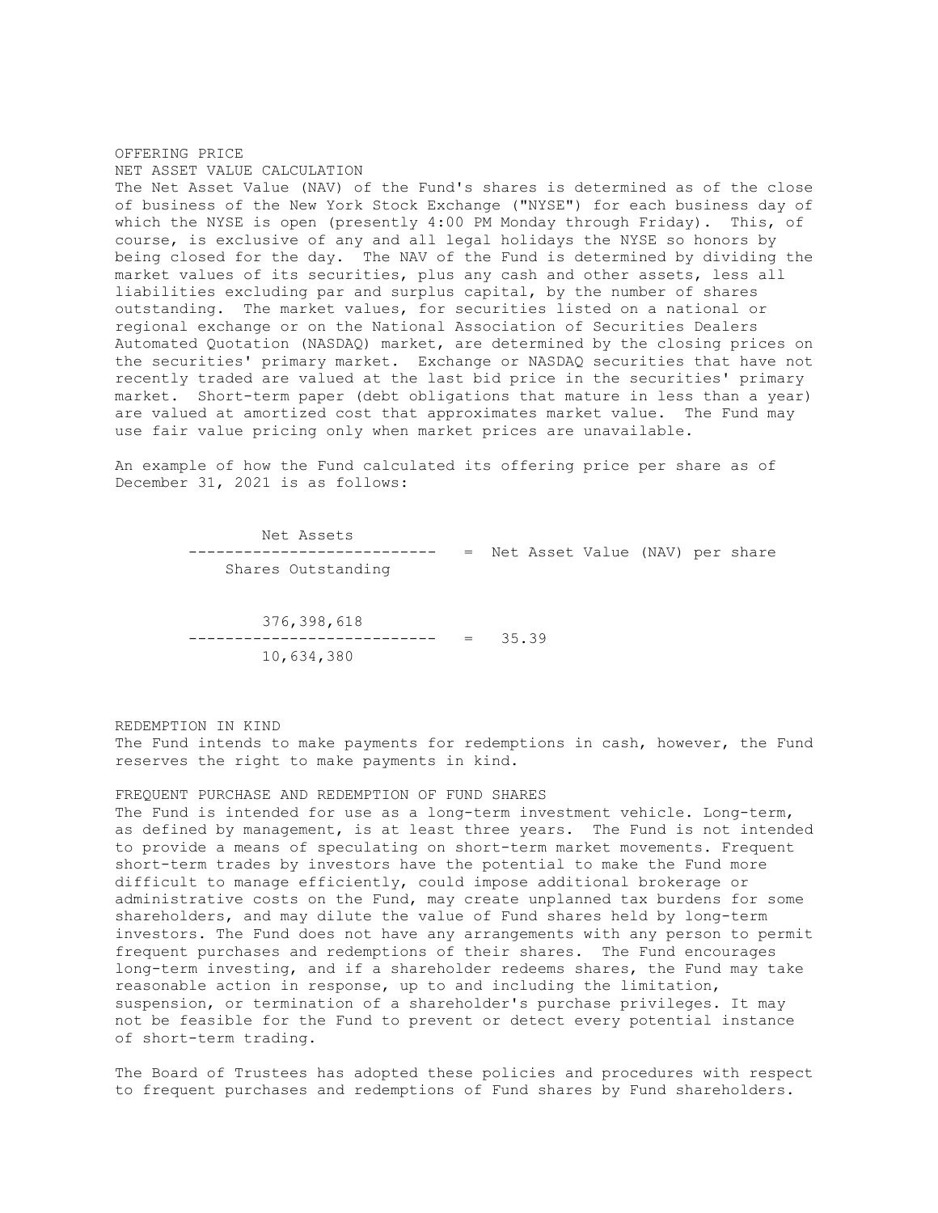## OFFERING PRICE

### NET ASSET VALUE CALCULATION

The Net Asset Value (NAV) of the Fund's shares is determined as of the close of business of the New York Stock Exchange ("NYSE") for each business day of which the NYSE is open (presently 4:00 PM Monday through Friday). This, of course, is exclusive of any and all legal holidays the NYSE so honors by being closed for the day. The NAV of the Fund is determined by dividing the market values of its securities, plus any cash and other assets, less all liabilities excluding par and surplus capital, by the number of shares outstanding. The market values, for securities listed on a national or regional exchange or on the National Association of Securities Dealers Automated Quotation (NASDAQ) market, are determined by the closing prices on the securities' primary market. Exchange or NASDAQ securities that have not recently traded are valued at the last bid price in the securities' primary market. Short-term paper (debt obligations that mature in less than a year) are valued at amortized cost that approximates market value. The Fund may use fair value pricing only when market prices are unavailable.

An example of how the Fund calculated its offering price per share as of December 31, 2021 is as follows:

$$\frac{\text{Net Assets}}{\text{Shares Outstanding}} = \text{Net Asset Value (NAV) per share}$$

$$\frac{376{,}398{,}618}{10{,}634{,}380} = 35.39$$

## REDEMPTION IN KIND

The Fund intends to make payments for redemptions in cash, however, the Fund reserves the right to make payments in kind.

## FREQUENT PURCHASE AND REDEMPTION OF FUND SHARES

The Fund is intended for use as a long-term investment vehicle. Long-term, as defined by management, is at least three years. The Fund is not intended to provide a means of speculating on short-term market movements. Frequent short-term trades by investors have the potential to make the Fund more difficult to manage efficiently, could impose additional brokerage or administrative costs on the Fund, may create unplanned tax burdens for some shareholders, and may dilute the value of Fund shares held by long-term investors. The Fund does not have any arrangements with any person to permit frequent purchases and redemptions of their shares. The Fund encourages long-term investing, and if a shareholder redeems shares, the Fund may take reasonable action in response, up to and including the limitation, suspension, or termination of a shareholder's purchase privileges. It may not be feasible for the Fund to prevent or detect every potential instance of short-term trading.

The Board of Trustees has adopted these policies and procedures with respect to frequent purchases and redemptions of Fund shares by Fund shareholders.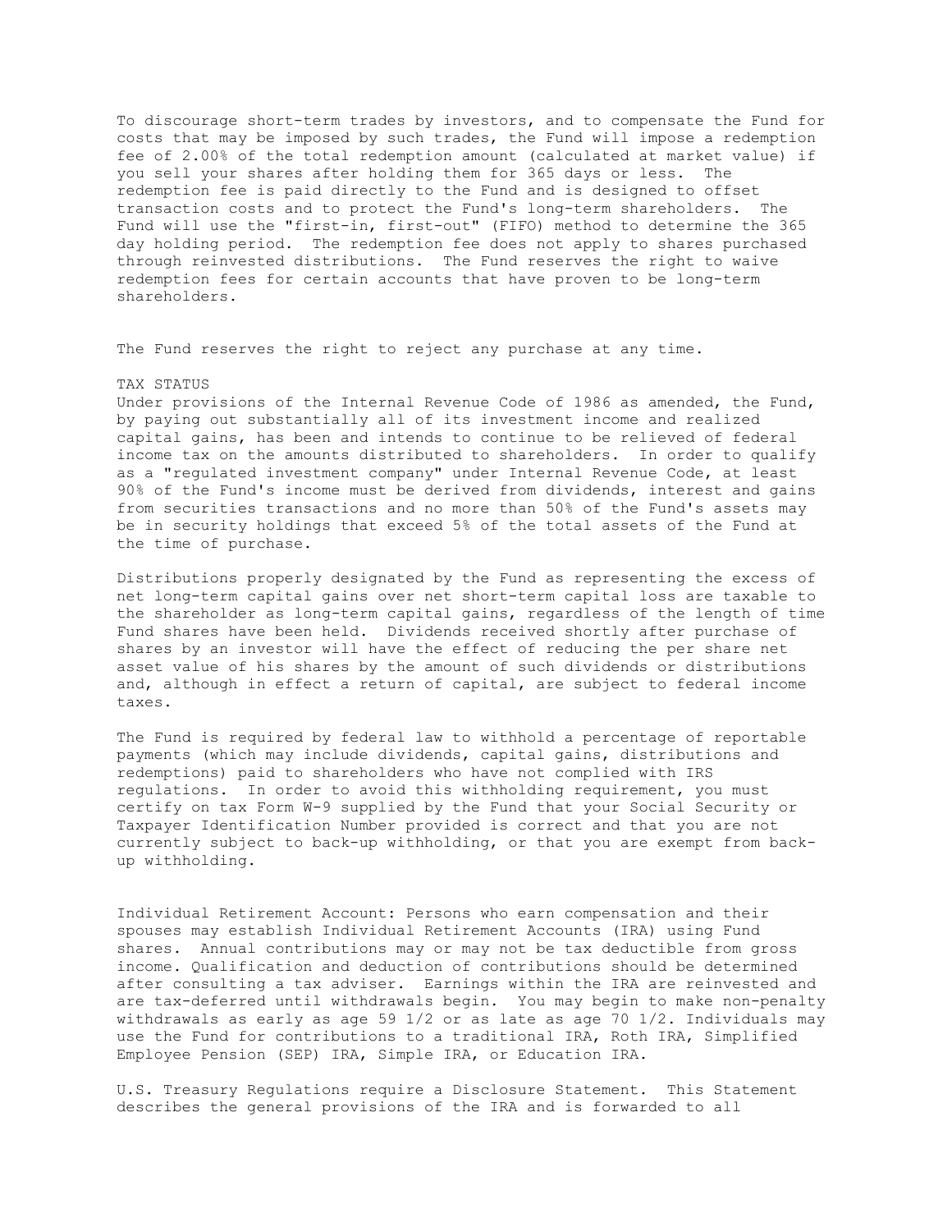To discourage short-term trades by investors, and to compensate the Fund for costs that may be imposed by such trades, the Fund will impose a redemption fee of 2.00% of the total redemption amount (calculated at market value) if you sell your shares after holding them for 365 days or less. The redemption fee is paid directly to the Fund and is designed to offset transaction costs and to protect the Fund's long-term shareholders. The Fund will use the "first-in, first-out" (FIFO) method to determine the 365 day holding period. The redemption fee does not apply to shares purchased through reinvested distributions. The Fund reserves the right to waive redemption fees for certain accounts that have proven to be long-term shareholders.

The Fund reserves the right to reject any purchase at any time.

## TAX STATUS

Under provisions of the Internal Revenue Code of 1986 as amended, the Fund, by paying out substantially all of its investment income and realized capital gains, has been and intends to continue to be relieved of federal income tax on the amounts distributed to shareholders. In order to qualify as a "regulated investment company" under Internal Revenue Code, at least 90% of the Fund's income must be derived from dividends, interest and gains from securities transactions and no more than 50% of the Fund's assets may be in security holdings that exceed 5% of the total assets of the Fund at the time of purchase.

Distributions properly designated by the Fund as representing the excess of net long-term capital gains over net short-term capital loss are taxable to the shareholder as long-term capital gains, regardless of the length of time Fund shares have been held. Dividends received shortly after purchase of shares by an investor will have the effect of reducing the per share net asset value of his shares by the amount of such dividends or distributions and, although in effect a return of capital, are subject to federal income taxes.

The Fund is required by federal law to withhold a percentage of reportable payments (which may include dividends, capital gains, distributions and redemptions) paid to shareholders who have not complied with IRS regulations. In order to avoid this withholding requirement, you must certify on tax Form W-9 supplied by the Fund that your Social Security or Taxpayer Identification Number provided is correct and that you are not currently subject to back-up withholding, or that you are exempt from back-up withholding.

Individual Retirement Account: Persons who earn compensation and their spouses may establish Individual Retirement Accounts (IRA) using Fund shares. Annual contributions may or may not be tax deductible from gross income. Qualification and deduction of contributions should be determined after consulting a tax adviser. Earnings within the IRA are reinvested and are tax-deferred until withdrawals begin. You may begin to make non-penalty withdrawals as early as age 59 1/2 or as late as age 70 1/2. Individuals may use the Fund for contributions to a traditional IRA, Roth IRA, Simplified Employee Pension (SEP) IRA, Simple IRA, or Education IRA.

U.S. Treasury Regulations require a Disclosure Statement. This Statement describes the general provisions of the IRA and is forwarded to all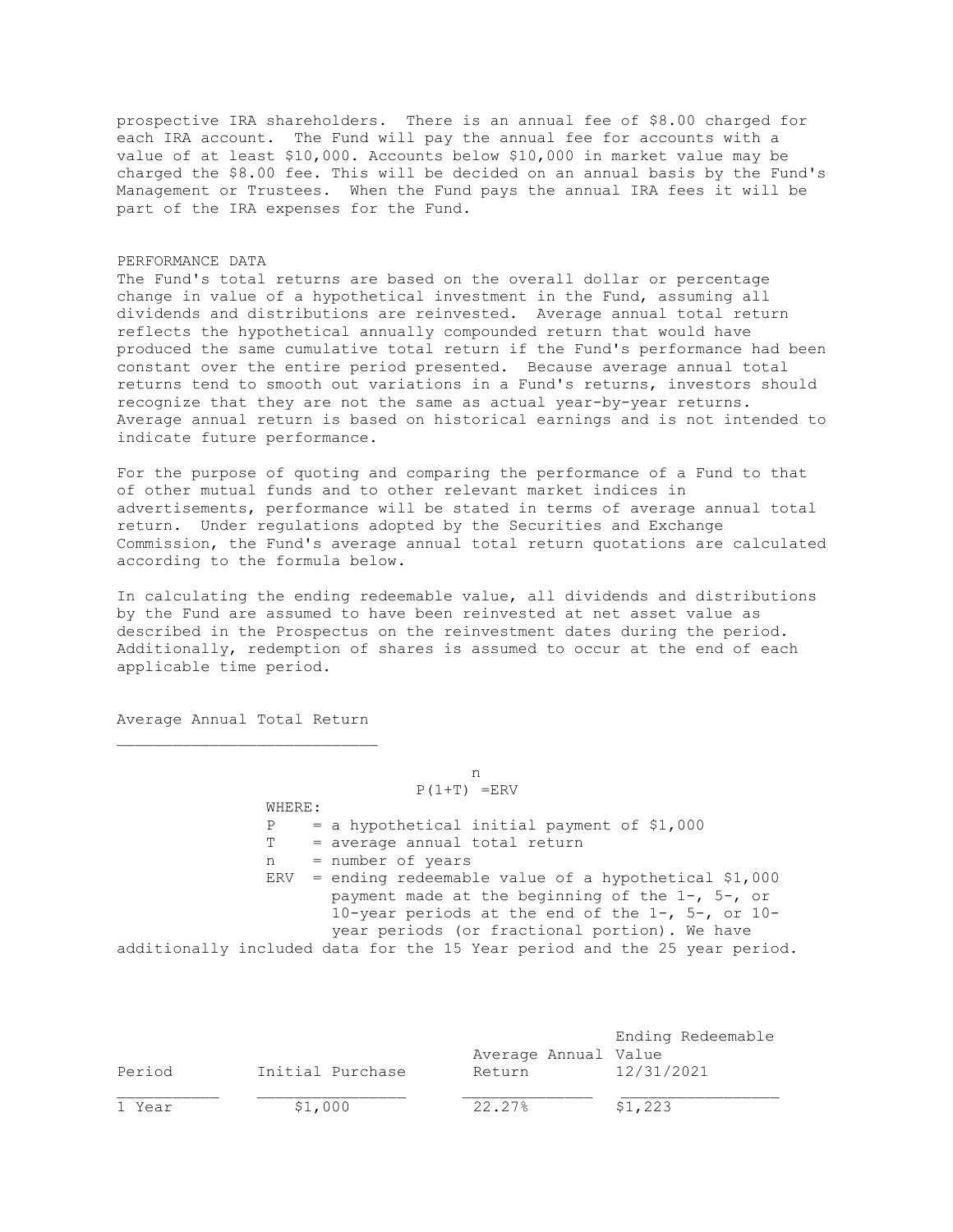prospective IRA shareholders. There is an annual fee of $8.00 charged for each IRA account. The Fund will pay the annual fee for accounts with a value of at least $10,000. Accounts below $10,000 in market value may be charged the $8.00 fee. This will be decided on an annual basis by the Fund's Management or Trustees. When the Fund pays the annual IRA fees it will be part of the IRA expenses for the Fund.

## PERFORMANCE DATA

The Fund's total returns are based on the overall dollar or percentage change in value of a hypothetical investment in the Fund, assuming all dividends and distributions are reinvested. Average annual total return reflects the hypothetical annually compounded return that would have produced the same cumulative total return if the Fund's performance had been constant over the entire period presented. Because average annual total returns tend to smooth out variations in a Fund's returns, investors should recognize that they are not the same as actual year-by-year returns. Average annual return is based on historical earnings and is not intended to indicate future performance.

For the purpose of quoting and comparing the performance of a Fund to that of other mutual funds and to other relevant market indices in advertisements, performance will be stated in terms of average annual total return. Under regulations adopted by the Securities and Exchange Commission, the Fund's average annual total return quotations are calculated according to the formula below.

In calculating the ending redeemable value, all dividends and distributions by the Fund are assumed to have been reinvested at net asset value as described in the Prospectus on the reinvestment dates during the period. Additionally, redemption of shares is assumed to occur at the end of each applicable time period.

### Average Annual Total Return

$$P(1+T)^n = ERV$$

WHERE:

- P = a hypothetical initial payment of $1,000
- T = average annual total return
- n = number of years
- ERV = ending redeemable value of a hypothetical $1,000 payment made at the beginning of the 1-, 5-, or 10-year periods at the end of the 1-, 5-, or 10-year periods (or fractional portion). We have additionally included data for the 15 Year period and the 25 year period.

| Period | Initial Purchase | Average Annual Return | Ending Redeemable Value 12/31/2021 |
|---|---|---|---|
| 1 Year | $1,000 | 22.27% | $1,223 |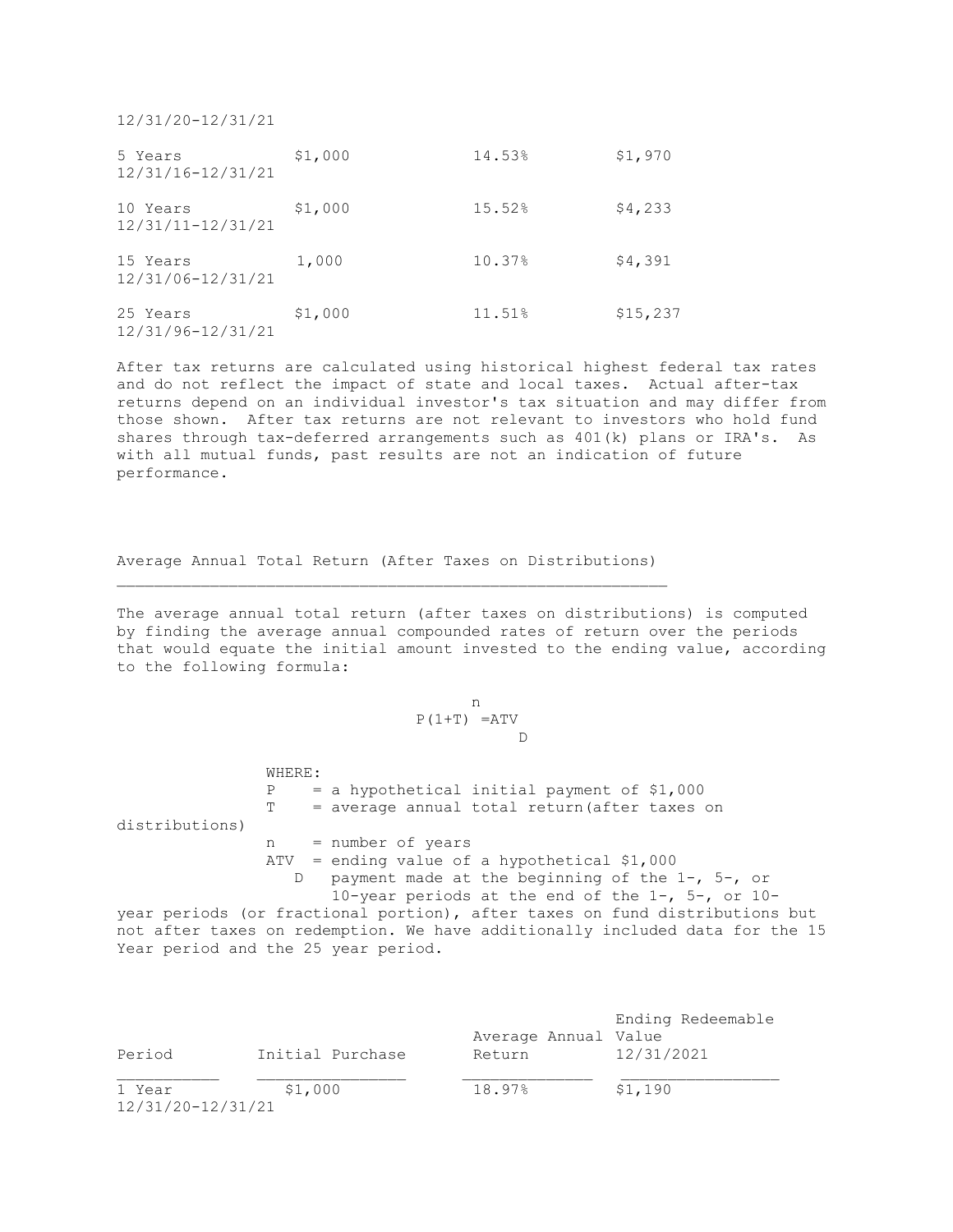| Period | Initial Purchase | Average Annual Return | Ending Redeemable Value 12/31/2021 |
|---|---|---|---|
| 12/31/20-12/31/21 | | | |
| 5 Years 12/31/16-12/31/21 | $1,000 | 14.53% | $1,970 |
| 10 Years 12/31/11-12/31/21 | $1,000 | 15.52% | $4,233 |
| 15 Years 12/31/06-12/31/21 | 1,000 | 10.37% | $4,391 |
| 25 Years 12/31/96-12/31/21 | $1,000 | 11.51% | $15,237 |

After tax returns are calculated using historical highest federal tax rates and do not reflect the impact of state and local taxes. Actual after-tax returns depend on an individual investor's tax situation and may differ from those shown. After tax returns are not relevant to investors who hold fund shares through tax-deferred arrangements such as 401(k) plans or IRA's. As with all mutual funds, past results are not an indication of future performance.

## Average Annual Total Return (After Taxes on Distributions)

The average annual total return (after taxes on distributions) is computed by finding the average annual compounded rates of return over the periods that would equate the initial amount invested to the ending value, according to the following formula:

$$P(1+T)^n = ATV_D$$

WHERE:

- P = a hypothetical initial payment of $1,000
- T = average annual total return(after taxes on distributions)
- n = number of years
- $ATV_D$ = ending value of a hypothetical $1,000 payment made at the beginning of the 1-, 5-, or 10-year periods at the end of the 1-, 5-, or 10-year periods (or fractional portion), after taxes on fund distributions but not after taxes on redemption. We have additionally included data for the 15 Year period and the 25 year period.

| Period | Initial Purchase | Average Annual Return | Ending Redeemable Value 12/31/2021 |
|---|---|---|---|
| 1 Year 12/31/20-12/31/21 | $1,000 | 18.97% | $1,190 |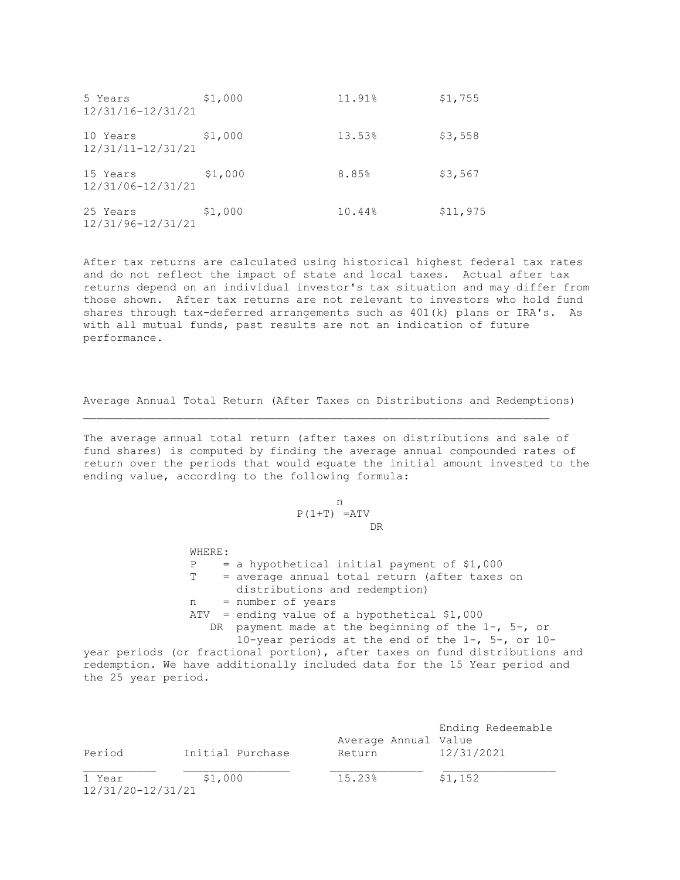| | | | |
|---|---|---|---|
| 5 Years 12/31/16-12/31/21 | \$1,000 | 11.91% | \$1,755 |
| 10 Years 12/31/11-12/31/21 | \$1,000 | 13.53% | \$3,558 |
| 15 Years 12/31/06-12/31/21 | \$1,000 | 8.85% | \$3,567 |
| 25 Years 12/31/96-12/31/21 | \$1,000 | 10.44% | \$11,975 |

After tax returns are calculated using historical highest federal tax rates and do not reflect the impact of state and local taxes. Actual after tax returns depend on an individual investor's tax situation and may differ from those shown. After tax returns are not relevant to investors who hold fund shares through tax-deferred arrangements such as 401(k) plans or IRA's. As with all mutual funds, past results are not an indication of future performance.

## Average Annual Total Return (After Taxes on Distributions and Redemptions)

The average annual total return (after taxes on distributions and sale of fund shares) is computed by finding the average annual compounded rates of return over the periods that would equate the initial amount invested to the ending value, according to the following formula:

$$P(1+T)^n = ATV_{DR}$$

WHERE:

- P = a hypothetical initial payment of \$1,000
- T = average annual total return (after taxes on distributions and redemption)
- n = number of years
- $ATV_{DR}$ = ending value of a hypothetical \$1,000 payment made at the beginning of the 1-, 5-, or 10-year periods at the end of the 1-, 5-, or 10-year periods (or fractional portion), after taxes on fund distributions and redemption. We have additionally included data for the 15 Year period and the 25 year period.

| Period | Initial Purchase | Average Annual Return | Ending Redeemable Value 12/31/2021 |
|---|---|---|---|
| 1 Year 12/31/20-12/31/21 | \$1,000 | 15.23% | \$1,152 |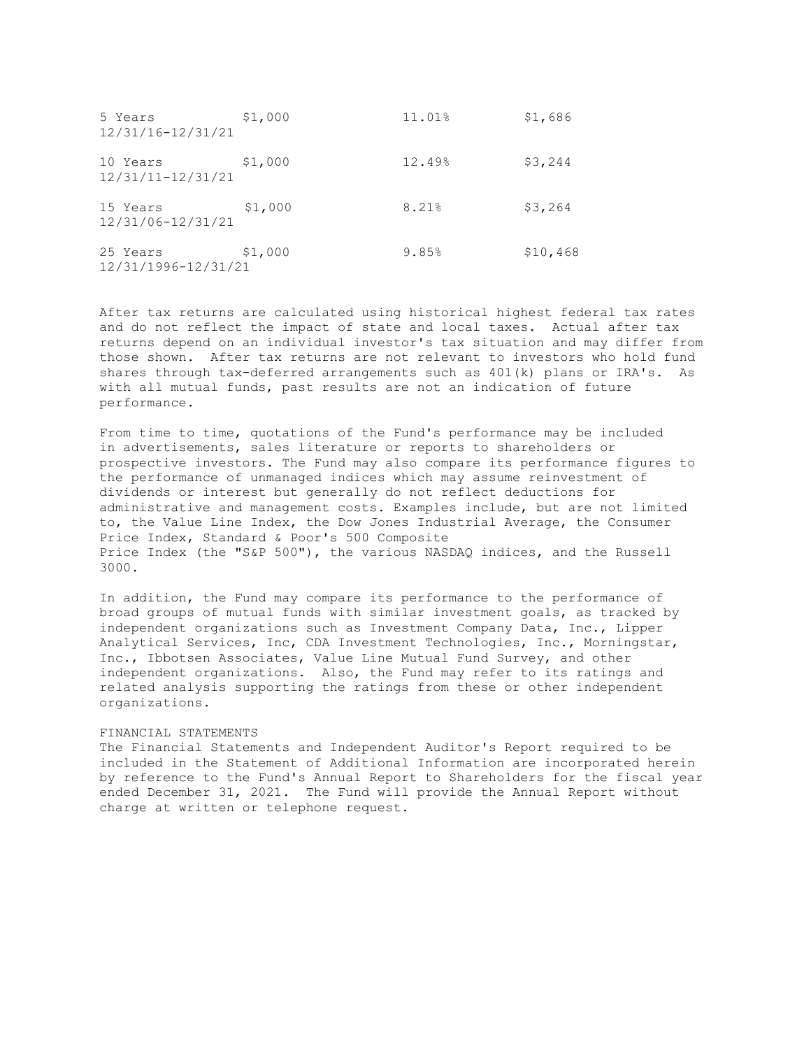| | | | |
|---|---|---|---|
| 5 Years 12/31/16-12/31/21 | $1,000 | 11.01% | $1,686 |
| 10 Years 12/31/11-12/31/21 | $1,000 | 12.49% | $3,244 |
| 15 Years 12/31/06-12/31/21 | $1,000 | 8.21% | $3,264 |
| 25 Years 12/31/1996-12/31/21 | $1,000 | 9.85% | $10,468 |

After tax returns are calculated using historical highest federal tax rates and do not reflect the impact of state and local taxes. Actual after tax returns depend on an individual investor's tax situation and may differ from those shown. After tax returns are not relevant to investors who hold fund shares through tax-deferred arrangements such as 401(k) plans or IRA's. As with all mutual funds, past results are not an indication of future performance.

From time to time, quotations of the Fund's performance may be included in advertisements, sales literature or reports to shareholders or prospective investors. The Fund may also compare its performance figures to the performance of unmanaged indices which may assume reinvestment of dividends or interest but generally do not reflect deductions for administrative and management costs. Examples include, but are not limited to, the Value Line Index, the Dow Jones Industrial Average, the Consumer Price Index, Standard & Poor's 500 Composite Price Index (the "S&P 500"), the various NASDAQ indices, and the Russell 3000.

In addition, the Fund may compare its performance to the performance of broad groups of mutual funds with similar investment goals, as tracked by independent organizations such as Investment Company Data, Inc., Lipper Analytical Services, Inc, CDA Investment Technologies, Inc., Morningstar, Inc., Ibbotsen Associates, Value Line Mutual Fund Survey, and other independent organizations. Also, the Fund may refer to its ratings and related analysis supporting the ratings from these or other independent organizations.

FINANCIAL STATEMENTS

The Financial Statements and Independent Auditor's Report required to be included in the Statement of Additional Information are incorporated herein by reference to the Fund's Annual Report to Shareholders for the fiscal year ended December 31, 2021. The Fund will provide the Annual Report without charge at written or telephone request.